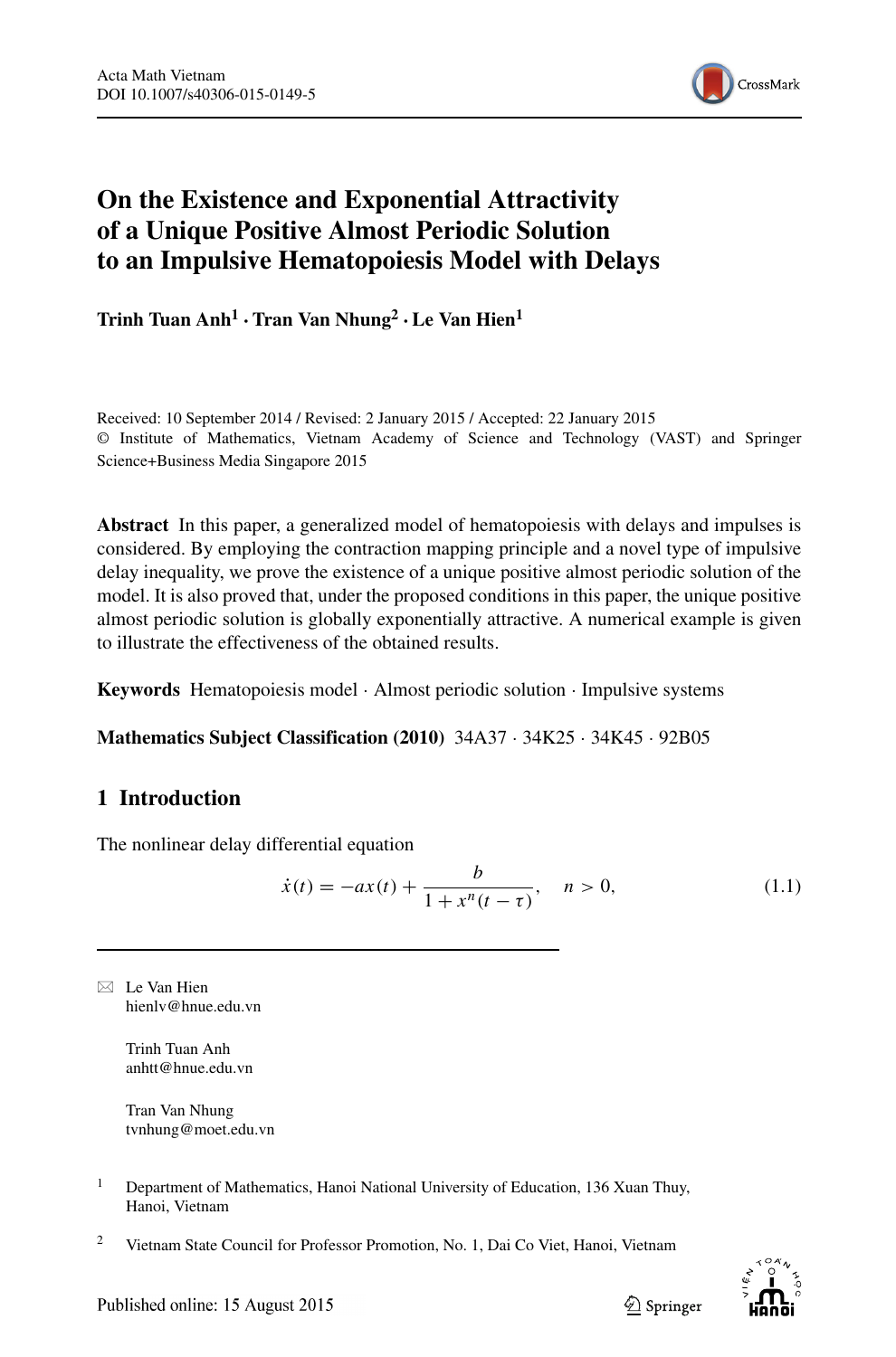# On the Existence and Exponential Attractivity of a Unique Positive Almost Periodic Solution to an Impulsive Hematopoiesis Model with Delays

**Trinh Tuan Anh[1] · Tran Van Nhung[2] · Le Van Hien[1]**

Received: 10 September 2014 / Revised: 2 January 2015 / Accepted: 22 January 2015
© Institute of Mathematics, Vietnam Academy of Science and Technology (VAST) and Springer Science+Business Media Singapore 2015

**Abstract** In this paper, a generalized model of hematopoiesis with delays and impulses is considered. By employing the contraction mapping principle and a novel type of impulsive delay inequality, we prove the existence of a unique positive almost periodic solution of the model. It is also proved that, under the proposed conditions in this paper, the unique positive almost periodic solution is globally exponentially attractive. A numerical example is given to illustrate the effectiveness of the obtained results.

**Keywords** Hematopoiesis model · Almost periodic solution · Impulsive systems

**Mathematics Subject Classification (2010)** 34A37 · 34K25 · 34K45 · 92B05

## 1 Introduction

The nonlinear delay differential equation

$$\dot{x}(t) = -ax(t) + \frac{b}{1 + x^n(t - \tau)}, \quad n > 0, \tag{1.1}$$

---

✉ Le Van Hien
hienlv@hnue.edu.vn

Trinh Tuan Anh
anhtt@hnue.edu.vn

Tran Van Nhung
tvnhung@moet.edu.vn

[1] Department of Mathematics, Hanoi National University of Education, 136 Xuan Thuy, Hanoi, Vietnam

[2] Vietnam State Council for Professor Promotion, No. 1, Dai Co Viet, Hanoi, Vietnam

Published online: 15 August 2015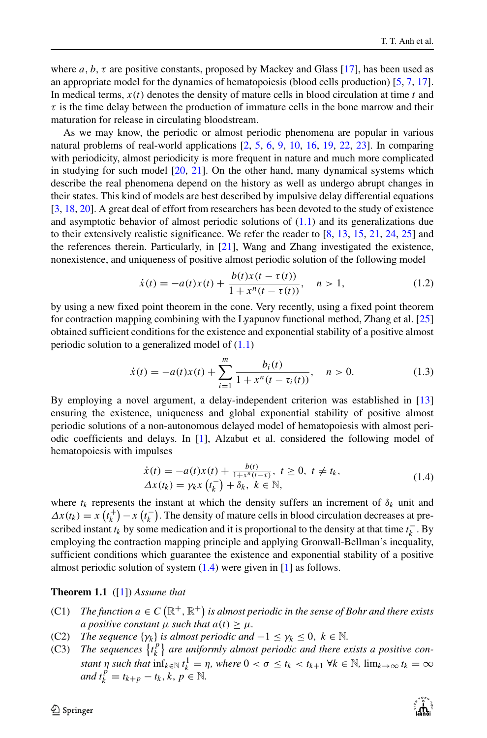where $a, b, \tau$ are positive constants, proposed by Mackey and Glass [17], has been used as an appropriate model for the dynamics of hematopoiesis (blood cells production) [5, 7, 17]. In medical terms, $x(t)$ denotes the density of mature cells in blood circulation at time $t$ and $\tau$ is the time delay between the production of immature cells in the bone marrow and their maturation for release in circulating bloodstream.

As we may know, the periodic or almost periodic phenomena are popular in various natural problems of real-world applications [2, 5, 6, 9, 10, 16, 19, 22, 23]. In comparing with periodicity, almost periodicity is more frequent in nature and much more complicated in studying for such model [20, 21]. On the other hand, many dynamical systems which describe the real phenomena depend on the history as well as undergo abrupt changes in their states. This kind of models are best described by impulsive delay differential equations [3, 18, 20]. A great deal of effort from researchers has been devoted to the study of existence and asymptotic behavior of almost periodic solutions of (1.1) and its generalizations due to their extensively realistic significance. We refer the reader to [8, 13, 15, 21, 24, 25] and the references therein. Particularly, in [21], Wang and Zhang investigated the existence, nonexistence, and uniqueness of positive almost periodic solution of the following model

$$\dot{x}(t) = -a(t)x(t) + \frac{b(t)x(t-\tau(t))}{1+x^n(t-\tau(t))}, \quad n > 1, \tag{1.2}$$

by using a new fixed point theorem in the cone. Very recently, using a fixed point theorem for contraction mapping combining with the Lyapunov functional method, Zhang et al. [25] obtained sufficient conditions for the existence and exponential stability of a positive almost periodic solution to a generalized model of (1.1)

$$\dot{x}(t) = -a(t)x(t) + \sum_{i=1}^{m} \frac{b_i(t)}{1+x^n(t-\tau_i(t))}, \quad n > 0. \tag{1.3}$$

By employing a novel argument, a delay-independent criterion was established in [13] ensuring the existence, uniqueness and global exponential stability of positive almost periodic solutions of a non-autonomous delayed model of hematopoiesis with almost periodic coefficients and delays. In [1], Alzabut et al. considered the following model of hematopoiesis with impulses

$$\begin{aligned} &\dot{x}(t) = -a(t)x(t) + \tfrac{b(t)}{1+x^n(t-\tau)}, \ t \geq 0, \ t \neq t_k, \\ &\Delta x(t_k) = \gamma_k x\left(t_k^-\right) + \delta_k, \ k \in \mathbb{N}, \end{aligned} \tag{1.4}$$

where $t_k$ represents the instant at which the density suffers an increment of $\delta_k$ unit and $\Delta x(t_k) = x\left(t_k^+\right) - x\left(t_k^-\right)$. The density of mature cells in blood circulation decreases at prescribed instant $t_k$ by some medication and it is proportional to the density at that time $t_k^-$. By employing the contraction mapping principle and applying Gronwall-Bellman's inequality, sufficient conditions which guarantee the existence and exponential stability of a positive almost periodic solution of system (1.4) were given in [1] as follows.

**Theorem 1.1** ([1]) *Assume that*

- (C1) *The function $a \in C\left(\mathbb{R}^+, \mathbb{R}^+\right)$ is almost periodic in the sense of Bohr and there exists a positive constant $\mu$ such that $a(t) \geq \mu$.*
- (C2) *The sequence $\{\gamma_k\}$ is almost periodic and $-1 \leq \gamma_k \leq 0$, $k \in \mathbb{N}$.*
- (C3) *The sequences $\left\{t_k^p\right\}$ are uniformly almost periodic and there exists a positive constant $\eta$ such that $\inf_{k\in\mathbb{N}} t_k^1 = \eta$, where $0 < \sigma \leq t_k < t_{k+1}$ $\forall k \in \mathbb{N}$, $\lim_{k\to\infty} t_k = \infty$ and $t_k^p = t_{k+p} - t_k$, $k, p \in \mathbb{N}$.*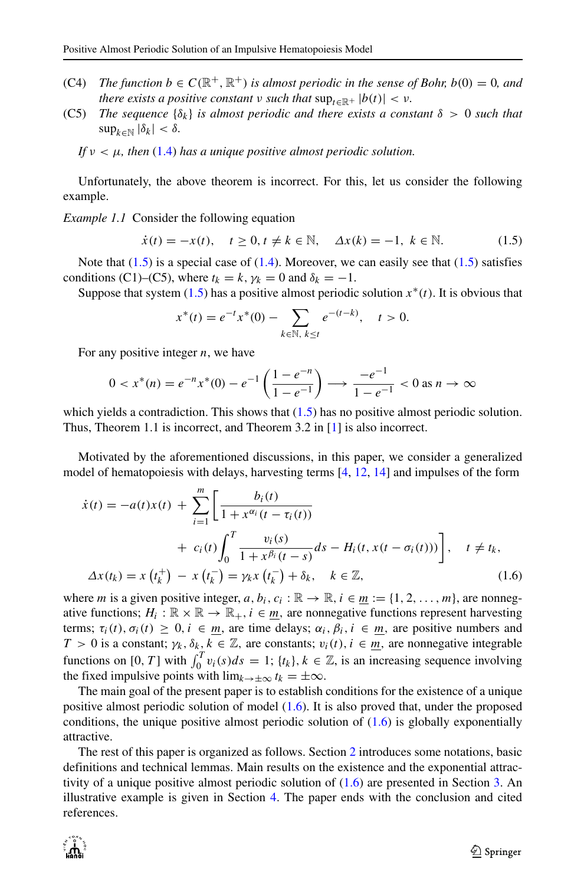(C4) *The function $b \in C(\mathbb{R}^+, \mathbb{R}^+)$ is almost periodic in the sense of Bohr, $b(0) = 0$, and there exists a positive constant $\nu$ such that $\sup_{t\in\mathbb{R}^+} |b(t)| < \nu$.*

(C5) *The sequence $\{\delta_k\}$ is almost periodic and there exists a constant $\delta > 0$ such that $\sup_{k\in\mathbb{N}} |\delta_k| < \delta$.*

*If $\nu < \mu$, then (1.4) has a unique positive almost periodic solution.*

Unfortunately, the above theorem is incorrect. For this, let us consider the following example.

*Example 1.1* Consider the following equation

$$\dot{x}(t) = -x(t), \quad t \geq 0, t \neq k \in \mathbb{N}, \quad \Delta x(k) = -1, \; k \in \mathbb{N}. \tag{1.5}$$

Note that (1.5) is a special case of (1.4). Moreover, we can easily see that (1.5) satisfies conditions (C1)–(C5), where $t_k = k$, $\gamma_k = 0$ and $\delta_k = -1$.

Suppose that system (1.5) has a positive almost periodic solution $x^*(t)$. It is obvious that

$$x^*(t) = e^{-t}x^*(0) - \sum_{k\in\mathbb{N},\, k\leq t} e^{-(t-k)}, \quad t > 0.$$

For any positive integer $n$, we have

$$0 < x^*(n) = e^{-n}x^*(0) - e^{-1}\left(\frac{1-e^{-n}}{1-e^{-1}}\right) \longrightarrow \frac{-e^{-1}}{1-e^{-1}} < 0 \text{ as } n \to \infty$$

which yields a contradiction. This shows that (1.5) has no positive almost periodic solution. Thus, Theorem 1.1 is incorrect, and Theorem 3.2 in [1] is also incorrect.

Motivated by the aforementioned discussions, in this paper, we consider a generalized model of hematopoiesis with delays, harvesting terms [4, 12, 14] and impulses of the form

$$\begin{aligned}
\dot{x}(t) = -a(t)x(t) \; + \; &\sum_{i=1}^{m} \left[ \frac{b_i(t)}{1 + x^{\alpha_i}(t - \tau_i(t))} \right. \\
&\left. + \; c_i(t) \int_0^T \frac{v_i(s)}{1 + x^{\beta_i}(t-s)} ds - H_i(t, x(t - \sigma_i(t))) \right], \quad t \neq t_k, \\
\Delta x(t_k) = x\left(t_k^+\right) \; - \; &x\left(t_k^-\right) = \gamma_k x\left(t_k^-\right) + \delta_k, \quad k \in \mathbb{Z},
\end{aligned} \tag{1.6}$$

where $m$ is a given positive integer, $a, b_i, c_i : \mathbb{R} \to \mathbb{R}$, $i \in \underline{m} := \{1, 2, \ldots, m\}$, are nonnegative functions; $H_i : \mathbb{R} \times \mathbb{R} \to \mathbb{R}_+$, $i \in \underline{m}$, are nonnegative functions represent harvesting terms; $\tau_i(t), \sigma_i(t) \geq 0$, $i \in \underline{m}$, are time delays; $\alpha_i, \beta_i$, $i \in \underline{m}$, are positive numbers and $T > 0$ is a constant; $\gamma_k, \delta_k$, $k \in \mathbb{Z}$, are constants; $v_i(t)$, $i \in \underline{m}$, are nonnegative integrable functions on $[0, T]$ with $\int_0^T v_i(s)ds = 1$; $\{t_k\}$, $k \in \mathbb{Z}$, is an increasing sequence involving the fixed impulsive points with $\lim_{k\to\pm\infty} t_k = \pm\infty$.

The main goal of the present paper is to establish conditions for the existence of a unique positive almost periodic solution of model (1.6). It is also proved that, under the proposed conditions, the unique positive almost periodic solution of (1.6) is globally exponentially attractive.

The rest of this paper is organized as follows. Section 2 introduces some notations, basic definitions and technical lemmas. Main results on the existence and the exponential attractivity of a unique positive almost periodic solution of (1.6) are presented in Section 3. An illustrative example is given in Section 4. The paper ends with the conclusion and cited references.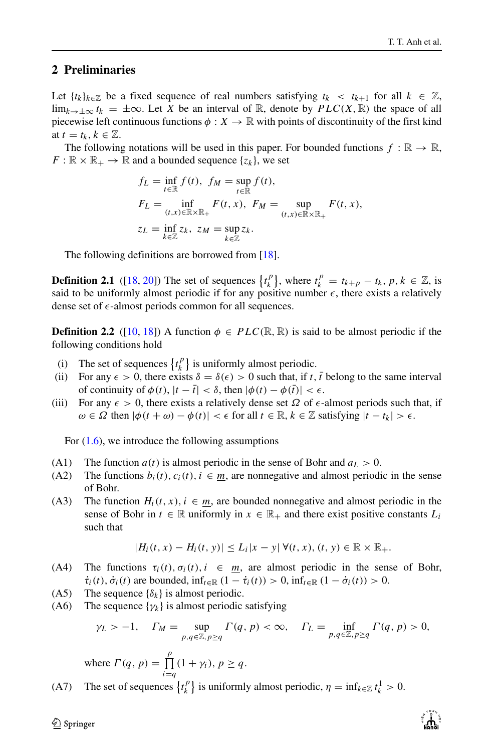## 2 Preliminaries

Let $\{t_k\}_{k\in\mathbb{Z}}$ be a fixed sequence of real numbers satisfying $t_k < t_{k+1}$ for all $k \in \mathbb{Z}$, $\lim_{k\to\pm\infty} t_k = \pm\infty$. Let $X$ be an interval of $\mathbb{R}$, denote by $PLC(X, \mathbb{R})$ the space of all piecewise left continuous functions $\phi : X \to \mathbb{R}$ with points of discontinuity of the first kind at $t = t_k, k \in \mathbb{Z}$.

The following notations will be used in this paper. For bounded functions $f : \mathbb{R} \to \mathbb{R}$, $F : \mathbb{R} \times \mathbb{R}_+ \to \mathbb{R}$ and a bounded sequence $\{z_k\}$, we set

$$
\begin{aligned}
f_L &= \inf_{t\in\mathbb{R}} f(t), \ \ f_M = \sup_{t\in\mathbb{R}} f(t),\\
F_L &= \inf_{(t,x)\in\mathbb{R}\times\mathbb{R}_+} F(t,x), \ \ F_M = \sup_{(t,x)\in\mathbb{R}\times\mathbb{R}_+} F(t,x),\\
z_L &= \inf_{k\in\mathbb{Z}} z_k, \ \ z_M = \sup_{k\in\mathbb{Z}} z_k.
\end{aligned}
$$

The following definitions are borrowed from [18].

**Definition 2.1** ([18, 20]) The set of sequences $\{t_k^p\}$, where $t_k^p = t_{k+p} - t_k$, $p, k \in \mathbb{Z}$, is said to be uniformly almost periodic if for any positive number $\epsilon$, there exists a relatively dense set of $\epsilon$-almost periods common for all sequences.

**Definition 2.2** ([10, 18]) A function $\phi \in PLC(\mathbb{R}, \mathbb{R})$ is said to be almost periodic if the following conditions hold

- (i) The set of sequences $\{t_k^p\}$ is uniformly almost periodic.
- (ii) For any $\epsilon > 0$, there exists $\delta = \delta(\epsilon) > 0$ such that, if $t, \bar{t}$ belong to the same interval of continuity of $\phi(t)$, $|t - \bar{t}| < \delta$, then $|\phi(t) - \phi(\bar{t})| < \epsilon$.
- (iii) For any $\epsilon > 0$, there exists a relatively dense set $\Omega$ of $\epsilon$-almost periods such that, if $\omega \in \Omega$ then $|\phi(t+\omega) - \phi(t)| < \epsilon$ for all $t \in \mathbb{R}$, $k \in \mathbb{Z}$ satisfying $|t - t_k| > \epsilon$.

For (1.6), we introduce the following assumptions

- (A1) The function $a(t)$ is almost periodic in the sense of Bohr and $a_L > 0$.
- (A2) The functions $b_i(t), c_i(t), i \in \underline{m}$, are nonnegative and almost periodic in the sense of Bohr.
- (A3) The function $H_i(t,x), i \in \underline{m}$, are bounded nonnegative and almost periodic in the sense of Bohr in $t \in \mathbb{R}$ uniformly in $x \in \mathbb{R}_+$ and there exist positive constants $L_i$ such that

$$
|H_i(t,x) - H_i(t,y)| \le L_i |x - y| \ \forall (t,x), (t,y) \in \mathbb{R}\times\mathbb{R}_+.
$$

- (A4) The functions $\tau_i(t), \sigma_i(t), i \in \underline{m}$, are almost periodic in the sense of Bohr, $\dot{\tau}_i(t), \dot{\sigma}_i(t)$ are bounded, $\inf_{t\in\mathbb{R}} (1 - \dot{\tau}_i(t)) > 0$, $\inf_{t\in\mathbb{R}} (1 - \dot{\sigma}_i(t)) > 0$.
- (A5) The sequence $\{\delta_k\}$ is almost periodic.
- (A6) The sequence $\{\gamma_k\}$ is almost periodic satisfying

$$
\gamma_L > -1, \quad \Gamma_M = \sup_{p,q\in\mathbb{Z},\, p\ge q} \Gamma(q,p) < \infty, \quad \Gamma_L = \inf_{p,q\in\mathbb{Z},\, p\ge q} \Gamma(q,p) > 0,
$$

  where $\Gamma(q,p) = \prod_{i=q}^{p} (1+\gamma_i)$, $p \ge q$.
- (A7) The set of sequences $\{t_k^p\}$ is uniformly almost periodic, $\eta = \inf_{k\in\mathbb{Z}} t_k^1 > 0$.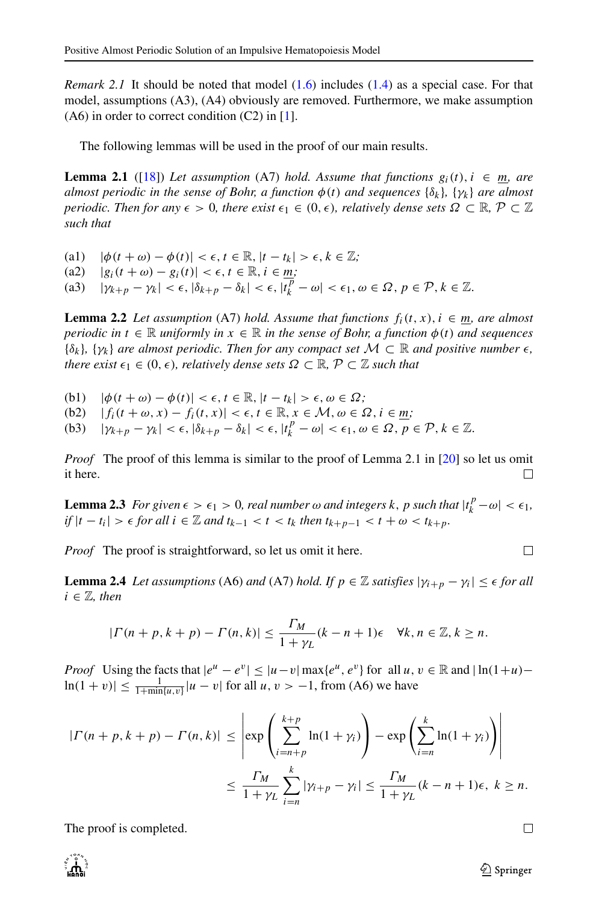*Remark 2.1* It should be noted that model (1.6) includes (1.4) as a special case. For that model, assumptions (A3), (A4) obviously are removed. Furthermore, we make assumption (A6) in order to correct condition (C2) in [1].

The following lemmas will be used in the proof of our main results.

**Lemma 2.1** ([18]) *Let assumption* (A7) *hold. Assume that functions $g_i(t), i \in \underline{m}$, are almost periodic in the sense of Bohr, a function $\phi(t)$ and sequences $\{\delta_k\}$, $\{\gamma_k\}$ are almost periodic. Then for any $\epsilon > 0$, there exist $\epsilon_1 \in (0, \epsilon)$, relatively dense sets $\Omega \subset \mathbb{R}$, $\mathcal{P} \subset \mathbb{Z}$ such that*

(a1) $|\phi(t+\omega) - \phi(t)| < \epsilon, t \in \mathbb{R}, |t - t_k| > \epsilon, k \in \mathbb{Z}$;
(a2) $|g_i(t+\omega) - g_i(t)| < \epsilon, t \in \mathbb{R}, i \in \underline{m}$;
(a3) $|\gamma_{k+p} - \gamma_k| < \epsilon, |\delta_{k+p} - \delta_k| < \epsilon, |t_k^p - \omega| < \epsilon_1, \omega \in \Omega, p \in \mathcal{P}, k \in \mathbb{Z}$.

**Lemma 2.2** *Let assumption* (A7) *hold. Assume that functions $f_i(t, x), i \in \underline{m}$, are almost periodic in $t \in \mathbb{R}$ uniformly in $x \in \mathbb{R}$ in the sense of Bohr, a function $\phi(t)$ and sequences $\{\delta_k\}$, $\{\gamma_k\}$ are almost periodic. Then for any compact set $\mathcal{M} \subset \mathbb{R}$ and positive number $\epsilon$, there exist $\epsilon_1 \in (0, \epsilon)$, relatively dense sets $\Omega \subset \mathbb{R}$, $\mathcal{P} \subset \mathbb{Z}$ such that*

(b1) $|\phi(t+\omega) - \phi(t)| < \epsilon, t \in \mathbb{R}, |t - t_k| > \epsilon, \omega \in \Omega$;
(b2) $|f_i(t+\omega, x) - f_i(t, x)| < \epsilon, t \in \mathbb{R}, x \in \mathcal{M}, \omega \in \Omega, i \in \underline{m}$;
(b3) $|\gamma_{k+p} - \gamma_k| < \epsilon, |\delta_{k+p} - \delta_k| < \epsilon, |t_k^p - \omega| < \epsilon_1, \omega \in \Omega, p \in \mathcal{P}, k \in \mathbb{Z}$.

*Proof* The proof of this lemma is similar to the proof of Lemma 2.1 in [20] so let us omit it here. □

**Lemma 2.3** *For given $\epsilon > \epsilon_1 > 0$, real number $\omega$ and integers $k$, $p$ such that $|t_k^p - \omega| < \epsilon_1$, if $|t - t_i| > \epsilon$ for all $i \in \mathbb{Z}$ and $t_{k-1} < t < t_k$ then $t_{k+p-1} < t + \omega < t_{k+p}$.*

*Proof* The proof is straightforward, so let us omit it here. □

**Lemma 2.4** *Let assumptions* (A6) *and* (A7) *hold. If $p \in \mathbb{Z}$ satisfies $|\gamma_{i+p} - \gamma_i| \le \epsilon$ for all $i \in \mathbb{Z}$, then*

$$|\Gamma(n+p, k+p) - \Gamma(n, k)| \le \frac{\Gamma_M}{1+\gamma_L}(k - n + 1)\epsilon \quad \forall k, n \in \mathbb{Z}, k \ge n.$$

*Proof* Using the facts that $|e^u - e^v| \le |u - v| \max\{e^u, e^v\}$ for all $u, v \in \mathbb{R}$ and $|\ln(1+u) - \ln(1+v)| \le \frac{1}{1+\min\{u,v\}}|u - v|$ for all $u, v > -1$, from (A6) we have

$$\begin{aligned}
|\Gamma(n+p, k+p) - \Gamma(n, k)| &\le \left| \exp\left( \sum_{i=n+p}^{k+p} \ln(1+\gamma_i) \right) - \exp\left( \sum_{i=n}^{k} \ln(1+\gamma_i) \right) \right| \\
&\le \frac{\Gamma_M}{1+\gamma_L} \sum_{i=n}^{k} |\gamma_{i+p} - \gamma_i| \le \frac{\Gamma_M}{1+\gamma_L}(k - n + 1)\epsilon, \ k \ge n.
\end{aligned}$$

The proof is completed. □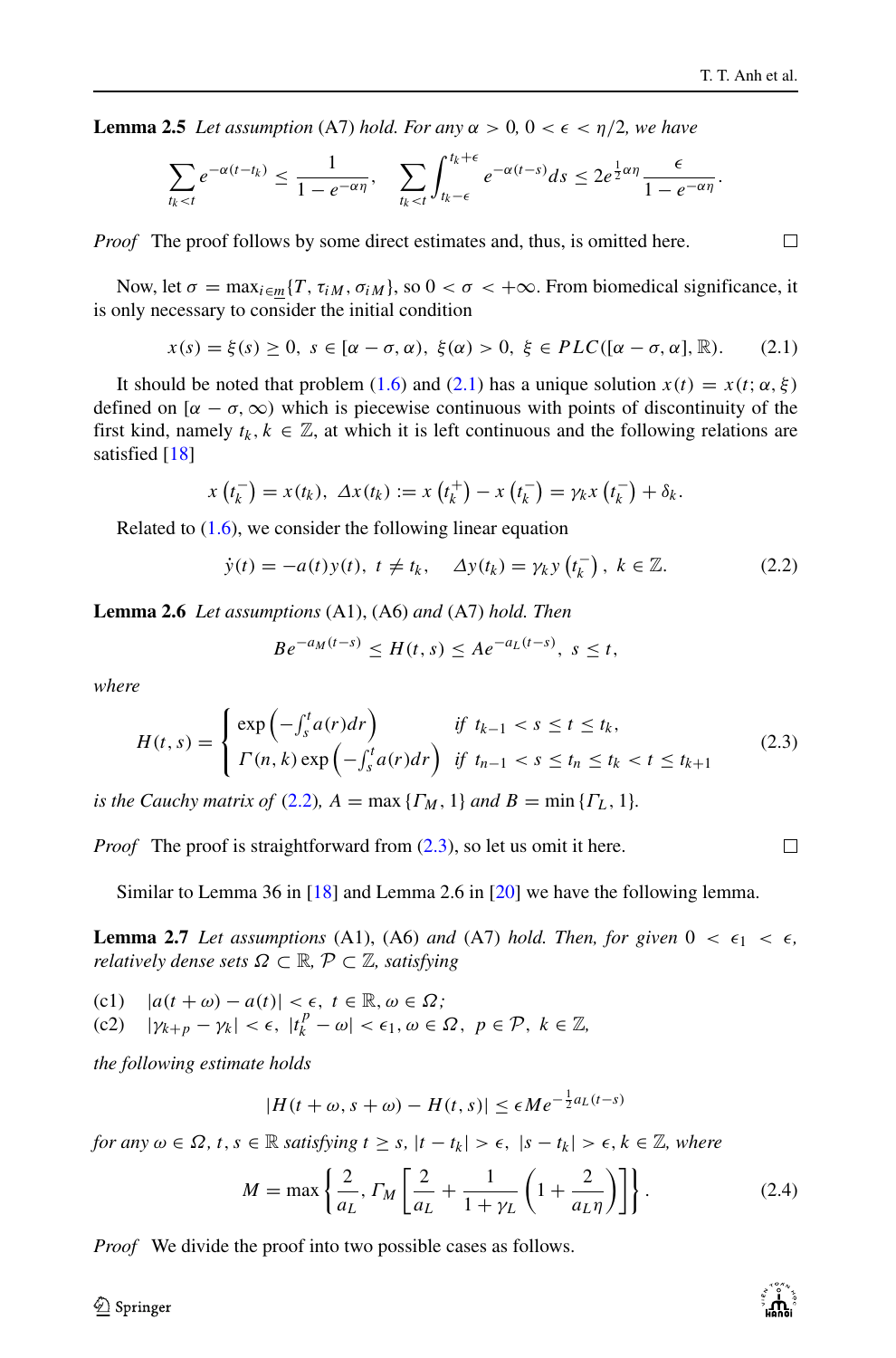**Lemma 2.5** *Let assumption* (A7) *hold. For any* $\alpha > 0$, $0 < \epsilon < \eta/2$, *we have*

$$\sum_{t_k < t} e^{-\alpha(t-t_k)} \leq \frac{1}{1-e^{-\alpha\eta}}, \quad \sum_{t_k < t} \int_{t_k-\epsilon}^{t_k+\epsilon} e^{-\alpha(t-s)} ds \leq 2e^{\frac{1}{2}\alpha\eta} \frac{\epsilon}{1-e^{-\alpha\eta}}.$$

*Proof* The proof follows by some direct estimates and, thus, is omitted here. □

Now, let $\sigma = \max_{i \in \underline{m}}\{T, \tau_{iM}, \sigma_{iM}\}$, so $0 < \sigma < +\infty$. From biomedical significance, it is only necessary to consider the initial condition

$$x(s) = \xi(s) \geq 0, \; s \in [\alpha - \sigma, \alpha), \; \xi(\alpha) > 0, \; \xi \in PLC([\alpha - \sigma, \alpha], \mathbb{R}). \tag{2.1}$$

It should be noted that problem (1.6) and (2.1) has a unique solution $x(t) = x(t; \alpha, \xi)$ defined on $[\alpha - \sigma, \infty)$ which is piecewise continuous with points of discontinuity of the first kind, namely $t_k, k \in \mathbb{Z}$, at which it is left continuous and the following relations are satisfied [18]

$$x\left(t_k^-\right) = x(t_k), \; \Delta x(t_k) := x\left(t_k^+\right) - x\left(t_k^-\right) = \gamma_k x\left(t_k^-\right) + \delta_k.$$

Related to (1.6), we consider the following linear equation

$$\dot{y}(t) = -a(t)y(t), \; t \neq t_k, \quad \Delta y(t_k) = \gamma_k y\left(t_k^-\right), \; k \in \mathbb{Z}. \tag{2.2}$$

**Lemma 2.6** *Let assumptions* (A1), (A6) *and* (A7) *hold. Then*

$$Be^{-a_M(t-s)} \leq H(t,s) \leq Ae^{-a_L(t-s)}, \; s \leq t,$$

*where*

$$H(t,s) = \begin{cases} \exp\left(-\int_s^t a(r)dr\right) & \text{if } t_{k-1} < s \leq t \leq t_k, \\ \Gamma(n,k)\exp\left(-\int_s^t a(r)dr\right) & \text{if } t_{n-1} < s \leq t_n \leq t_k < t \leq t_{k+1} \end{cases} \tag{2.3}$$

*is the Cauchy matrix of* (2.2), $A = \max\{\Gamma_M, 1\}$ *and* $B = \min\{\Gamma_L, 1\}$.

*Proof* The proof is straightforward from (2.3), so let us omit it here. □

Similar to Lemma 36 in [18] and Lemma 2.6 in [20] we have the following lemma.

**Lemma 2.7** *Let assumptions* (A1), (A6) *and* (A7) *hold. Then, for given* $0 < \epsilon_1 < \epsilon$, *relatively dense sets* $\Omega \subset \mathbb{R}$, $\mathcal{P} \subset \mathbb{Z}$, *satisfying*

(c1) $|a(t+\omega) - a(t)| < \epsilon, \; t \in \mathbb{R}, \omega \in \Omega;$
(c2) $|\gamma_{k+p} - \gamma_k| < \epsilon, \; |t_k^p - \omega| < \epsilon_1, \omega \in \Omega, \; p \in \mathcal{P}, \; k \in \mathbb{Z},$

*the following estimate holds*

$$|H(t+\omega, s+\omega) - H(t,s)| \leq \epsilon M e^{-\frac{1}{2}a_L(t-s)}$$

*for any* $\omega \in \Omega$, $t, s \in \mathbb{R}$ *satisfying* $t \geq s$, $|t - t_k| > \epsilon$, $|s - t_k| > \epsilon$, $k \in \mathbb{Z}$, *where*

$$M = \max\left\{\frac{2}{a_L}, \Gamma_M\left[\frac{2}{a_L} + \frac{1}{1+\gamma_L}\left(1 + \frac{2}{a_L\eta}\right)\right]\right\}. \tag{2.4}$$

*Proof* We divide the proof into two possible cases as follows.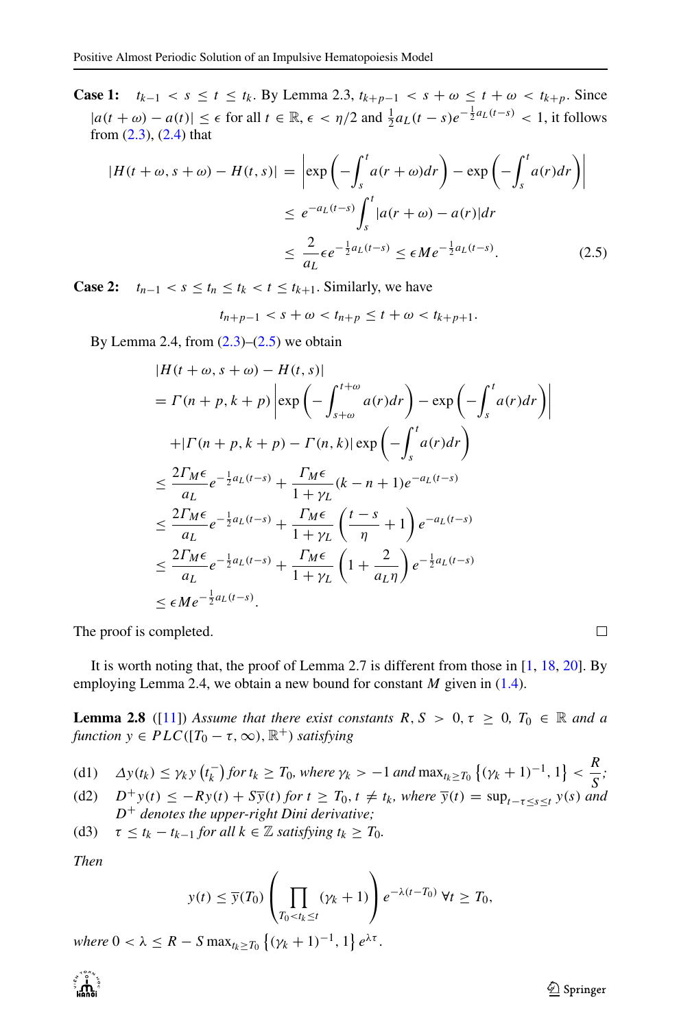**Case 1:** $t_{k-1} < s \le t \le t_k$. By Lemma 2.3, $t_{k+p-1} < s + \omega \le t + \omega < t_{k+p}$. Since $|a(t+\omega) - a(t)| \le \epsilon$ for all $t \in \mathbb{R}$, $\epsilon < \eta/2$ and $\frac{1}{2}a_L(t-s)e^{-\frac{1}{2}a_L(t-s)} < 1$, it follows from (2.3), (2.4) that

$$
\begin{aligned}
|H(t+\omega, s+\omega) - H(t,s)| &= \left|\exp\left(-\int_s^t a(r+\omega)dr\right) - \exp\left(-\int_s^t a(r)dr\right)\right| \\
&\le e^{-a_L(t-s)} \int_s^t |a(r+\omega) - a(r)|dr \\
&\le \frac{2}{a_L}\epsilon e^{-\frac{1}{2}a_L(t-s)} \le \epsilon M e^{-\frac{1}{2}a_L(t-s)}.
\end{aligned} \tag{2.5}
$$

**Case 2:** $t_{n-1} < s \le t_n \le t_k < t \le t_{k+1}$. Similarly, we have

$$
t_{n+p-1} < s + \omega < t_{n+p} \le t + \omega < t_{k+p+1}.
$$

By Lemma 2.4, from (2.3)–(2.5) we obtain

$$
\begin{aligned}
&|H(t+\omega, s+\omega) - H(t,s)| \\
&= \Gamma(n+p, k+p)\left|\exp\left(-\int_{s+\omega}^{t+\omega} a(r)dr\right) - \exp\left(-\int_s^t a(r)dr\right)\right| \\
&\quad + |\Gamma(n+p, k+p) - \Gamma(n,k)| \exp\left(-\int_s^t a(r)dr\right) \\
&\le \frac{2\Gamma_M \epsilon}{a_L} e^{-\frac{1}{2}a_L(t-s)} + \frac{\Gamma_M \epsilon}{1+\gamma_L}(k-n+1)e^{-a_L(t-s)} \\
&\le \frac{2\Gamma_M \epsilon}{a_L} e^{-\frac{1}{2}a_L(t-s)} + \frac{\Gamma_M \epsilon}{1+\gamma_L}\left(\frac{t-s}{\eta} + 1\right)e^{-a_L(t-s)} \\
&\le \frac{2\Gamma_M \epsilon}{a_L} e^{-\frac{1}{2}a_L(t-s)} + \frac{\Gamma_M \epsilon}{1+\gamma_L}\left(1 + \frac{2}{a_L \eta}\right)e^{-\frac{1}{2}a_L(t-s)} \\
&\le \epsilon M e^{-\frac{1}{2}a_L(t-s)}.
\end{aligned}
$$

The proof is completed. ∎

It is worth noting that, the proof of Lemma 2.7 is different from those in [1, 18, 20]. By employing Lemma 2.4, we obtain a new bound for constant $M$ given in (1.4).

**Lemma 2.8** ([11]) *Assume that there exist constants $R, S > 0, \tau \ge 0$, $T_0 \in \mathbb{R}$ and a function $y \in PLC([T_0 - \tau, \infty), \mathbb{R}^+)$ satisfying*

(d1) $\Delta y(t_k) \le \gamma_k y\left(t_k^-\right)$ *for* $t_k \ge T_0$, *where* $\gamma_k > -1$ *and* $\max_{t_k \ge T_0}\left\{(\gamma_k + 1)^{-1}, 1\right\} < \dfrac{R}{S}$;

(d2) $D^+ y(t) \le -Ry(t) + S\overline{y}(t)$ *for* $t \ge T_0, t \ne t_k$, *where* $\overline{y}(t) = \sup_{t-\tau \le s \le t} y(s)$ *and* $D^+$ *denotes the upper-right Dini derivative;*

(d3) $\tau \le t_k - t_{k-1}$ *for all* $k \in \mathbb{Z}$ *satisfying* $t_k \ge T_0$.

*Then*

$$
y(t) \le \overline{y}(T_0)\left(\prod_{T_0 < t_k \le t}(\gamma_k + 1)\right)e^{-\lambda(t-T_0)} \; \forall t \ge T_0,
$$

*where* $0 < \lambda \le R - S\max_{t_k \ge T_0}\left\{(\gamma_k+1)^{-1}, 1\right\}e^{\lambda\tau}$.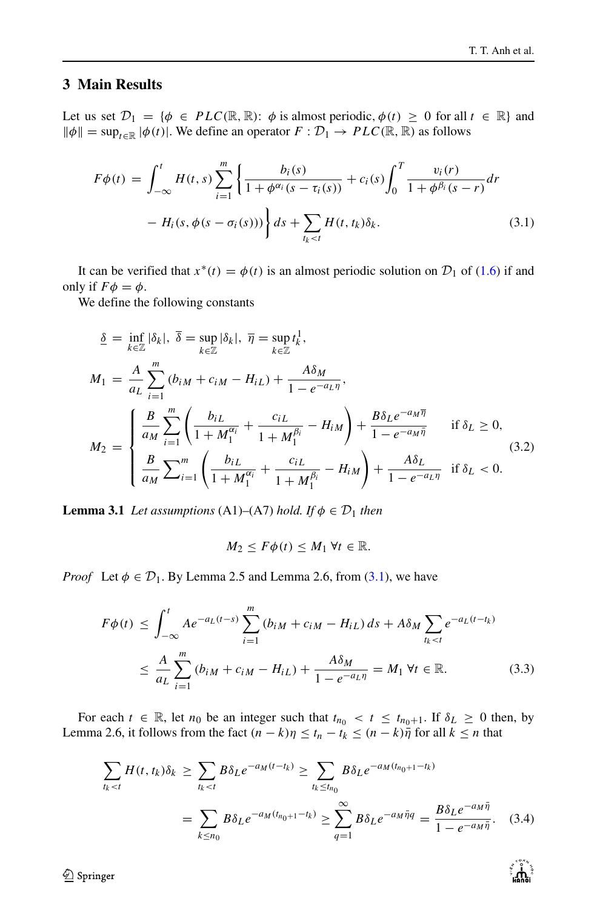## 3 Main Results

Let us set $\mathcal{D}_1 = \{\phi \in PLC(\mathbb{R}, \mathbb{R})$: $\phi$ is almost periodic, $\phi(t) \geq 0$ for all $t \in \mathbb{R}\}$ and $\|\phi\| = \sup_{t\in\mathbb{R}} |\phi(t)|$. We define an operator $F : \mathcal{D}_1 \to PLC(\mathbb{R}, \mathbb{R})$ as follows

$$
\begin{aligned}
F\phi(t) = \int_{-\infty}^{t} H(t,s) \sum_{i=1}^{m} \Bigg\{ \frac{b_i(s)}{1+\phi^{\alpha_i}(s-\tau_i(s))} + c_i(s) \int_0^T \frac{v_i(r)}{1+\phi^{\beta_i}(s-r)} dr \\
- H_i(s, \phi(s-\sigma_i(s))) \Bigg\} ds + \sum_{t_k<t} H(t,t_k)\delta_k. \qquad (3.1)
\end{aligned}
$$

It can be verified that $x^*(t) = \phi(t)$ is an almost periodic solution on $\mathcal{D}_1$ of (1.6) if and only if $F\phi = \phi$.

We define the following constants

$$
\begin{aligned}
&\underline{\delta} = \inf_{k\in\mathbb{Z}} |\delta_k|, \ \overline{\delta} = \sup_{k\in\mathbb{Z}} |\delta_k|, \ \overline{\eta} = \sup_{k\in\mathbb{Z}} t_k^1, \\
&M_1 = \frac{A}{a_L} \sum_{i=1}^{m} (b_{iM} + c_{iM} - H_{iL}) + \frac{A\delta_M}{1-e^{-a_L\eta}}, \\
&M_2 = \begin{cases} \dfrac{B}{a_M} \displaystyle\sum_{i=1}^{m} \left( \frac{b_{iL}}{1+M_1^{\alpha_i}} + \frac{c_{iL}}{1+M_1^{\beta_i}} - H_{iM} \right) + \dfrac{B\delta_L e^{-a_M\overline{\eta}}}{1-e^{-a_M\bar{\eta}}} & \text{if } \delta_L \geq 0, \\ \dfrac{B}{a_M} \sum_{i=1}^{m} \left( \dfrac{b_{iL}}{1+M_1^{\alpha_i}} + \dfrac{c_{iL}}{1+M_1^{\beta_i}} - H_{iM} \right) + \dfrac{A\delta_L}{1-e^{-a_L\eta}} & \text{if } \delta_L < 0. \end{cases} \qquad (3.2)
\end{aligned}
$$

**Lemma 3.1** *Let assumptions* (A1)–(A7) *hold. If* $\phi \in \mathcal{D}_1$ *then*

$$
M_2 \leq F\phi(t) \leq M_1 \ \forall t \in \mathbb{R}.
$$

*Proof* Let $\phi \in \mathcal{D}_1$. By Lemma 2.5 and Lemma 2.6, from (3.1), we have

$$
\begin{aligned}
F\phi(t) &\leq \int_{-\infty}^{t} Ae^{-a_L(t-s)} \sum_{i=1}^{m} (b_{iM} + c_{iM} - H_{iL})\, ds + A\delta_M \sum_{t_k<t} e^{-a_L(t-t_k)} \\
&\leq \frac{A}{a_L} \sum_{i=1}^{m} (b_{iM} + c_{iM} - H_{iL}) + \frac{A\delta_M}{1-e^{-a_L\eta}} = M_1 \ \forall t \in \mathbb{R}. \qquad (3.3)
\end{aligned}
$$

For each $t \in \mathbb{R}$, let $n_0$ be an integer such that $t_{n_0} < t \leq t_{n_0+1}$. If $\delta_L \geq 0$ then, by Lemma 2.6, it follows from the fact $(n-k)\eta \leq t_n - t_k \leq (n-k)\bar{\eta}$ for all $k \leq n$ that

$$
\begin{aligned}
\sum_{t_k<t} H(t,t_k)\delta_k &\geq \sum_{t_k<t} B\delta_L e^{-a_M(t-t_k)} \geq \sum_{t_k\leq t_{n_0}} B\delta_L e^{-a_M(t_{n_0+1}-t_k)} \\
&= \sum_{k\leq n_0} B\delta_L e^{-a_M(t_{n_0+1}-t_k)} \geq \sum_{q=1}^{\infty} B\delta_L e^{-a_M\bar{\eta}q} = \frac{B\delta_L e^{-a_M\bar{\eta}}}{1-e^{-a_M\bar{\eta}}}. \qquad (3.4)
\end{aligned}
$$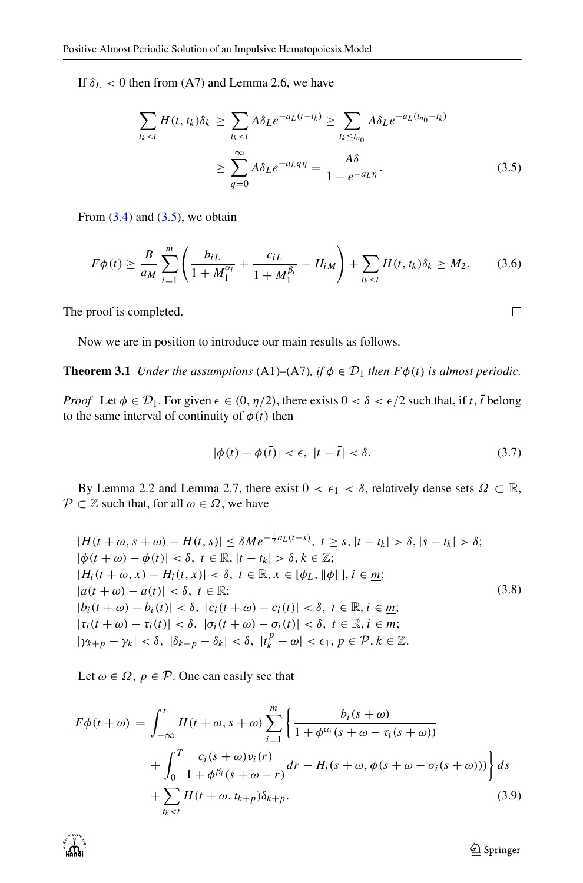If $\delta_L < 0$ then from (A7) and Lemma 2.6, we have

$$
\begin{aligned}
\sum_{t_k<t} H(t,t_k)\delta_k &\geq \sum_{t_k<t} A\delta_L e^{-a_L(t-t_k)} \geq \sum_{t_k\leq t_{n_0}} A\delta_L e^{-a_L(t_{n_0}-t_k)} \\
&\geq \sum_{q=0}^{\infty} A\delta_L e^{-a_L q\eta} = \frac{A\delta}{1-e^{-a_L\eta}}.
\end{aligned} \tag{3.5}
$$

From (3.4) and (3.5), we obtain

$$
F\phi(t) \geq \frac{B}{a_M}\sum_{i=1}^{m}\left(\frac{b_{iL}}{1+M_1^{\alpha_i}} + \frac{c_{iL}}{1+M_1^{\beta_i}} - H_{iM}\right) + \sum_{t_k<t} H(t,t_k)\delta_k \geq M_2. \tag{3.6}
$$

The proof is completed. □

Now we are in position to introduce our main results as follows.

**Theorem 3.1** *Under the assumptions* (A1)–(A7)*, if* $\phi \in \mathcal{D}_1$ *then* $F\phi(t)$ *is almost periodic.*

*Proof* Let $\phi \in \mathcal{D}_1$. For given $\epsilon \in (0, \eta/2)$, there exists $0 < \delta < \epsilon/2$ such that, if $t, \bar{t}$ belong to the same interval of continuity of $\phi(t)$ then

$$
|\phi(t) - \phi(\bar{t})| < \epsilon, \ |t - \bar{t}| < \delta. \tag{3.7}
$$

By Lemma 2.2 and Lemma 2.7, there exist $0 < \epsilon_1 < \delta$, relatively dense sets $\Omega \subset \mathbb{R}$, $\mathcal{P} \subset \mathbb{Z}$ such that, for all $\omega \in \Omega$, we have

$$
\begin{aligned}
&|H(t+\omega, s+\omega) - H(t,s)| \leq \delta M e^{-\frac{1}{2}a_L(t-s)}, \ t \geq s, |t-t_k| > \delta, |s-t_k| > \delta; \\
&|\phi(t+\omega) - \phi(t)| < \delta, \ t \in \mathbb{R}, |t-t_k| > \delta, k \in \mathbb{Z}; \\
&|H_i(t+\omega, x) - H_i(t,x)| < \delta, \ t \in \mathbb{R}, x \in [\phi_L, \|\phi\|], i \in \underline{m}; \\
&|a(t+\omega) - a(t)| < \delta, \ t \in \mathbb{R}; \\
&|b_i(t+\omega) - b_i(t)| < \delta, \ |c_i(t+\omega) - c_i(t)| < \delta, \ t \in \mathbb{R}, i \in \underline{m}; \\
&|\tau_i(t+\omega) - \tau_i(t)| < \delta, \ |\sigma_i(t+\omega) - \sigma_i(t)| < \delta, \ t \in \mathbb{R}, i \in \underline{m}; \\
&|\gamma_{k+p} - \gamma_k| < \delta, \ |\delta_{k+p} - \delta_k| < \delta, \ |t_k^p - \omega| < \epsilon_1, p \in \mathcal{P}, k \in \mathbb{Z}.
\end{aligned} \tag{3.8}
$$

Let $\omega \in \Omega$, $p \in \mathcal{P}$. One can easily see that

$$
\begin{aligned}
F\phi(t+\omega) = &\int_{-\infty}^{t} H(t+\omega, s+\omega)\sum_{i=1}^{m}\left\{\frac{b_i(s+\omega)}{1+\phi^{\alpha_i}(s+\omega-\tau_i(s+\omega))}\right. \\
&\left. + \int_0^T \frac{c_i(s+\omega)v_i(r)}{1+\phi^{\beta_i}(s+\omega-r)}dr - H_i(s+\omega, \phi(s+\omega-\sigma_i(s+\omega)))\right\} ds \\
&+ \sum_{t_k<t} H(t+\omega, t_{k+p})\delta_{k+p}.
\end{aligned} \tag{3.9}
$$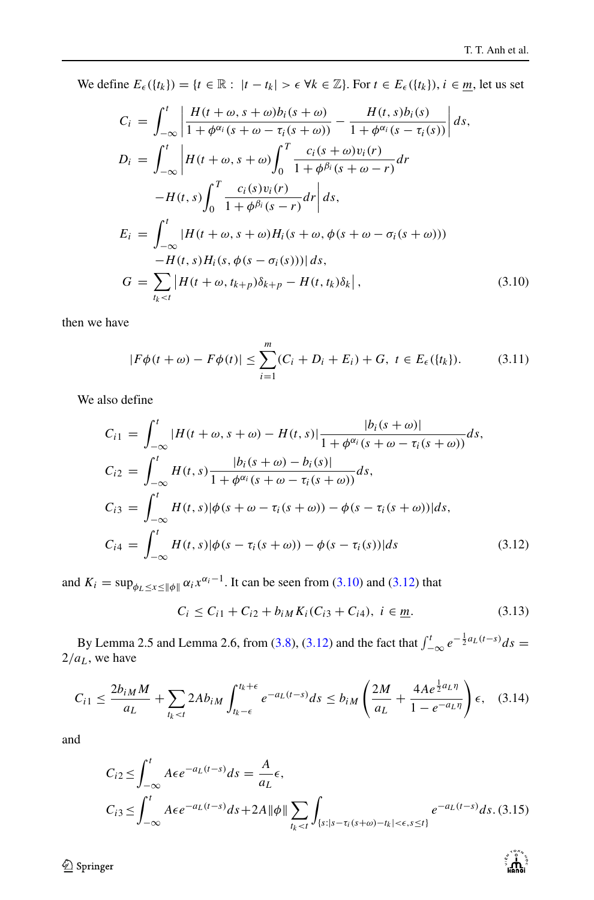We define $E_\epsilon(\{t_k\}) = \{t \in \mathbb{R} : \ |t - t_k| > \epsilon \ \forall k \in \mathbb{Z}\}$. For $t \in E_\epsilon(\{t_k\})$, $i \in \underline{m}$, let us set

$$
\begin{aligned}
C_i &= \int_{-\infty}^{t} \left| \frac{H(t+\omega, s+\omega) b_i(s+\omega)}{1+\phi^{\alpha_i}(s+\omega-\tau_i(s+\omega))} - \frac{H(t,s) b_i(s)}{1+\phi^{\alpha_i}(s-\tau_i(s))} \right| ds, \\
D_i &= \int_{-\infty}^{t} \left| H(t+\omega, s+\omega) \int_0^T \frac{c_i(s+\omega) v_i(r)}{1+\phi^{\beta_i}(s+\omega-r)} dr \right. \\
&\quad \left. - H(t,s) \int_0^T \frac{c_i(s) v_i(r)}{1+\phi^{\beta_i}(s-r)} dr \right| ds, \\
E_i &= \int_{-\infty}^{t} |H(t+\omega, s+\omega) H_i(s+\omega, \phi(s+\omega-\sigma_i(s+\omega))) \\
&\quad - H(t,s) H_i(s, \phi(s-\sigma_i(s)))| \, ds, \\
G &= \sum_{t_k < t} \left| H(t+\omega, t_{k+p}) \delta_{k+p} - H(t, t_k) \delta_k \right|, \qquad (3.10)
\end{aligned}
$$

then we have

$$
|F\phi(t+\omega) - F\phi(t)| \le \sum_{i=1}^{m} (C_i + D_i + E_i) + G, \ t \in E_\epsilon(\{t_k\}). \qquad (3.11)
$$

We also define

$$
\begin{aligned}
C_{i1} &= \int_{-\infty}^{t} |H(t+\omega, s+\omega) - H(t,s)| \frac{|b_i(s+\omega)|}{1+\phi^{\alpha_i}(s+\omega-\tau_i(s+\omega))} ds, \\
C_{i2} &= \int_{-\infty}^{t} H(t,s) \frac{|b_i(s+\omega) - b_i(s)|}{1+\phi^{\alpha_i}(s+\omega-\tau_i(s+\omega))} ds, \\
C_{i3} &= \int_{-\infty}^{t} H(t,s) |\phi(s+\omega-\tau_i(s+\omega)) - \phi(s-\tau_i(s+\omega))| ds, \\
C_{i4} &= \int_{-\infty}^{t} H(t,s) |\phi(s-\tau_i(s+\omega)) - \phi(s-\tau_i(s))| ds \qquad (3.12)
\end{aligned}
$$

and $K_i = \sup_{\phi_L \le x \le \|\phi\|} \alpha_i x^{\alpha_i - 1}$. It can be seen from (3.10) and (3.12) that

$$
C_i \le C_{i1} + C_{i2} + b_{iM} K_i (C_{i3} + C_{i4}), \ i \in \underline{m}. \qquad (3.13)
$$

By Lemma 2.5 and Lemma 2.6, from (3.8), (3.12) and the fact that $\int_{-\infty}^{t} e^{-\frac{1}{2}a_L(t-s)} ds = 2/a_L$, we have

$$
C_{i1} \le \frac{2b_{iM}M}{a_L} + \sum_{t_k < t} 2Ab_{iM} \int_{t_k-\epsilon}^{t_k+\epsilon} e^{-a_L(t-s)} ds \le b_{iM} \left( \frac{2M}{a_L} + \frac{4Ae^{\frac{1}{2}a_L\eta}}{1-e^{-a_L\eta}} \right) \epsilon, \qquad (3.14)
$$

and

$$
\begin{aligned}
C_{i2} &\le \int_{-\infty}^{t} A\epsilon e^{-a_L(t-s)} ds = \frac{A}{a_L}\epsilon, \\
C_{i3} &\le \int_{-\infty}^{t} A\epsilon e^{-a_L(t-s)} ds + 2A\|\phi\| \sum_{t_k < t} \int_{\{s: |s-\tau_i(s+\omega)-t_k| < \epsilon, s \le t\}} e^{-a_L(t-s)} ds. \qquad (3.15)
\end{aligned}
$$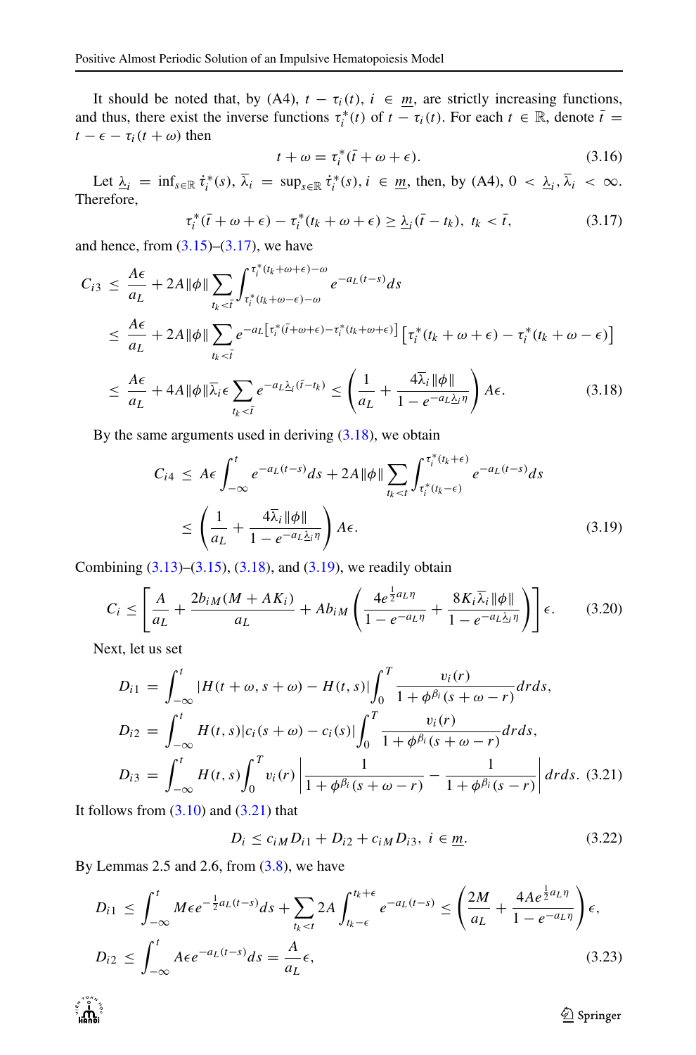It should be noted that, by (A4), $t - \tau_i(t)$, $i \in \underline{m}$, are strictly increasing functions, and thus, there exist the inverse functions $\tau_i^*(t)$ of $t - \tau_i(t)$. For each $t \in \mathbb{R}$, denote $\bar{t} = t - \epsilon - \tau_i(t + \omega)$ then

$$
t + \omega = \tau_i^*(\bar{t} + \omega + \epsilon). \tag{3.16}
$$

Let $\underline{\lambda}_i = \inf_{s\in\mathbb{R}} \dot{\tau}_i^*(s)$, $\overline{\lambda}_i = \sup_{s\in\mathbb{R}} \dot{\tau}_i^*(s)$, $i \in \underline{m}$, then, by (A4), $0 < \underline{\lambda}_i, \overline{\lambda}_i < \infty$. Therefore,

$$
\tau_i^*(\bar{t} + \omega + \epsilon) - \tau_i^*(t_k + \omega + \epsilon) \geq \underline{\lambda}_i(\bar{t} - t_k), \ t_k < \bar{t}, \tag{3.17}
$$

and hence, from (3.15)–(3.17), we have

$$
\begin{aligned}
C_{i3} &\leq \frac{A\epsilon}{a_L} + 2A\|\phi\| \sum_{t_k < \bar{t}} \int_{\tau_i^*(t_k+\omega-\epsilon)-\omega}^{\tau_i^*(t_k+\omega+\epsilon)-\omega} e^{-a_L(t-s)} ds \\
&\leq \frac{A\epsilon}{a_L} + 2A\|\phi\| \sum_{t_k < \bar{t}} e^{-a_L\left[\tau_i^*(\bar{t}+\omega+\epsilon)-\tau_i^*(t_k+\omega+\epsilon)\right]} \left[\tau_i^*(t_k + \omega + \epsilon) - \tau_i^*(t_k + \omega - \epsilon)\right] \\
&\leq \frac{A\epsilon}{a_L} + 4A\|\phi\|\overline{\lambda}_i\epsilon \sum_{t_k < \bar{t}} e^{-a_L\underline{\lambda}_i(\bar{t}-t_k)} \leq \left(\frac{1}{a_L} + \frac{4\overline{\lambda}_i\|\phi\|}{1 - e^{-a_L\underline{\lambda}_i\eta}}\right) A\epsilon. 
\end{aligned} \tag{3.18}
$$

By the same arguments used in deriving (3.18), we obtain

$$
\begin{aligned}
C_{i4} &\leq A\epsilon \int_{-\infty}^{t} e^{-a_L(t-s)} ds + 2A\|\phi\| \sum_{t_k < t} \int_{\tau_i^*(t_k-\epsilon)}^{\tau_i^*(t_k+\epsilon)} e^{-a_L(t-s)} ds \\
&\leq \left(\frac{1}{a_L} + \frac{4\overline{\lambda}_i\|\phi\|}{1 - e^{-a_L\underline{\lambda}_i\eta}}\right) A\epsilon. 
\end{aligned} \tag{3.19}
$$

Combining (3.13)–(3.15), (3.18), and (3.19), we readily obtain

$$
C_i \leq \left[\frac{A}{a_L} + \frac{2b_{iM}(M + AK_i)}{a_L} + Ab_{iM}\left(\frac{4e^{\frac{1}{2}a_L\eta}}{1 - e^{-a_L\eta}} + \frac{8K_i\overline{\lambda}_i\|\phi\|}{1 - e^{-a_L\underline{\lambda}_i\eta}}\right)\right]\epsilon. \tag{3.20}
$$

Next, let us set

$$
\begin{aligned}
D_{i1} &= \int_{-\infty}^{t} |H(t + \omega, s + \omega) - H(t, s)| \int_0^T \frac{v_i(r)}{1 + \phi^{\beta_i}(s + \omega - r)} dr ds, \\
D_{i2} &= \int_{-\infty}^{t} H(t, s)|c_i(s + \omega) - c_i(s)| \int_0^T \frac{v_i(r)}{1 + \phi^{\beta_i}(s + \omega - r)} dr ds, \\
D_{i3} &= \int_{-\infty}^{t} H(t, s) \int_0^T v_i(r) \left|\frac{1}{1 + \phi^{\beta_i}(s + \omega - r)} - \frac{1}{1 + \phi^{\beta_i}(s - r)}\right| dr ds. 
\end{aligned} \tag{3.21}
$$

It follows from (3.10) and (3.21) that

$$
D_i \leq c_{iM} D_{i1} + D_{i2} + c_{iM} D_{i3}, \ i \in \underline{m}. \tag{3.22}
$$

By Lemmas 2.5 and 2.6, from (3.8), we have

$$
\begin{aligned}
D_{i1} &\leq \int_{-\infty}^{t} M\epsilon e^{-\frac{1}{2}a_L(t-s)} ds + \sum_{t_k < t} 2A \int_{t_k-\epsilon}^{t_k+\epsilon} e^{-a_L(t-s)} \leq \left(\frac{2M}{a_L} + \frac{4Ae^{\frac{1}{2}a_L\eta}}{1 - e^{-a_L\eta}}\right)\epsilon, \\
D_{i2} &\leq \int_{-\infty}^{t} A\epsilon e^{-a_L(t-s)} ds = \frac{A}{a_L}\epsilon, 
\end{aligned} \tag{3.23}
$$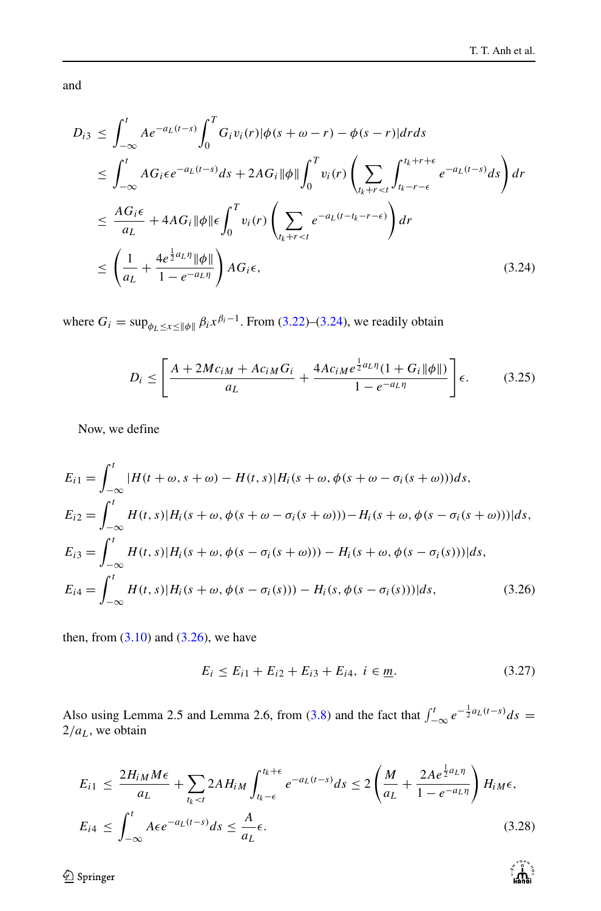and

$$
\begin{aligned}
D_{i3} &\leq \int_{-\infty}^{t} Ae^{-a_L(t-s)} \int_0^T G_i v_i(r)|\phi(s+\omega-r)-\phi(s-r)|drds \\
&\leq \int_{-\infty}^{t} AG_i\epsilon e^{-a_L(t-s)}ds + 2AG_i\|\phi\|\int_0^T v_i(r)\left(\sum_{t_k+r<t}\int_{t_k-r-\epsilon}^{t_k+r+\epsilon} e^{-a_L(t-s)}ds\right)dr \\
&\leq \frac{AG_i\epsilon}{a_L} + 4AG_i\|\phi\|\epsilon\int_0^T v_i(r)\left(\sum_{t_k+r<t} e^{-a_L(t-t_k-r-\epsilon)}\right)dr \\
&\leq \left(\frac{1}{a_L} + \frac{4e^{\frac{1}{2}a_L\eta}\|\phi\|}{1-e^{-a_L\eta}}\right)AG_i\epsilon,
\end{aligned}
\tag{3.24}
$$

where $G_i = \sup_{\phi_L \leq x \leq \|\phi\|} \beta_i x^{\beta_i - 1}$. From (3.22)–(3.24), we readily obtain

$$
D_i \leq \left[\frac{A + 2Mc_{iM} + Ac_{iM}G_i}{a_L} + \frac{4Ac_{iM}e^{\frac{1}{2}a_L\eta}(1+G_i\|\phi\|)}{1-e^{-a_L\eta}}\right]\epsilon. \tag{3.25}
$$

Now, we define

$$
\begin{aligned}
E_{i1} &= \int_{-\infty}^{t} |H(t+\omega, s+\omega) - H(t,s)| H_i(s+\omega, \phi(s+\omega-\sigma_i(s+\omega)))ds, \\
E_{i2} &= \int_{-\infty}^{t} H(t,s)|H_i(s+\omega, \phi(s+\omega-\sigma_i(s+\omega))) - H_i(s+\omega, \phi(s-\sigma_i(s+\omega)))|ds, \\
E_{i3} &= \int_{-\infty}^{t} H(t,s)|H_i(s+\omega, \phi(s-\sigma_i(s+\omega))) - H_i(s+\omega, \phi(s-\sigma_i(s)))|ds, \\
E_{i4} &= \int_{-\infty}^{t} H(t,s)|H_i(s+\omega, \phi(s-\sigma_i(s))) - H_i(s, \phi(s-\sigma_i(s)))|ds,
\end{aligned}
\tag{3.26}
$$

then, from (3.10) and (3.26), we have

$$
E_i \leq E_{i1} + E_{i2} + E_{i3} + E_{i4}, \ i \in \underline{m}. \tag{3.27}
$$

Also using Lemma 2.5 and Lemma 2.6, from (3.8) and the fact that $\int_{-\infty}^{t} e^{-\frac{1}{2}a_L(t-s)}ds = 2/a_L$, we obtain

$$
\begin{aligned}
E_{i1} &\leq \frac{2H_{iM}M\epsilon}{a_L} + \sum_{t_k<t} 2AH_{iM}\int_{t_k-\epsilon}^{t_k+\epsilon} e^{-a_L(t-s)}ds \leq 2\left(\frac{M}{a_L} + \frac{2Ae^{\frac{1}{2}a_L\eta}}{1-e^{-a_L\eta}}\right)H_{iM}\epsilon, \\
E_{i4} &\leq \int_{-\infty}^{t} A\epsilon e^{-a_L(t-s)}ds \leq \frac{A}{a_L}\epsilon.
\end{aligned}
\tag{3.28}
$$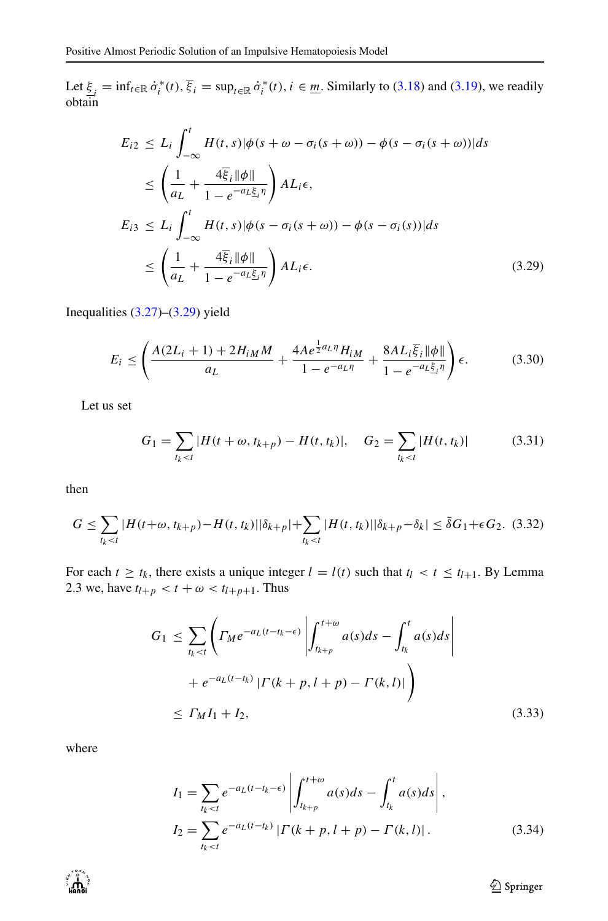Let $\underline{\xi}_i = \inf_{t\in\mathbb{R}} \dot{\sigma}_i^*(t)$, $\overline{\xi}_i = \sup_{t\in\mathbb{R}} \dot{\sigma}_i^*(t)$, $i \in \underline{m}$. Similarly to (3.18) and (3.19), we readily obtain

$$
\begin{aligned}
E_{i2} &\le L_i \int_{-\infty}^{t} H(t,s)|\phi(s+\omega-\sigma_i(s+\omega)) - \phi(s-\sigma_i(s+\omega))|ds \\
&\le \left(\frac{1}{a_L} + \frac{4\overline{\xi}_i\|\phi\|}{1-e^{-a_L\underline{\xi}_i\eta}}\right) A L_i \epsilon, \\
E_{i3} &\le L_i \int_{-\infty}^{t} H(t,s)|\phi(s-\sigma_i(s+\omega)) - \phi(s-\sigma_i(s))|ds \\
&\le \left(\frac{1}{a_L} + \frac{4\overline{\xi}_i\|\phi\|}{1-e^{-a_L\underline{\xi}_i\eta}}\right) A L_i \epsilon.
\end{aligned} \tag{3.29}
$$

Inequalities (3.27)–(3.29) yield

$$
E_i \le \left(\frac{A(2L_i+1)+2H_{iM}M}{a_L} + \frac{4Ae^{\frac{1}{2}a_L\eta}H_{iM}}{1-e^{-a_L\eta}} + \frac{8AL_i\overline{\xi}_i\|\phi\|}{1-e^{-a_L\underline{\xi}_i\eta}}\right)\epsilon. \tag{3.30}
$$

Let us set

$$
G_1 = \sum_{t_k<t} |H(t+\omega, t_{k+p}) - H(t,t_k)|, \quad G_2 = \sum_{t_k<t} |H(t,t_k)| \tag{3.31}
$$

then

$$
G \le \sum_{t_k<t} |H(t+\omega, t_{k+p}) - H(t,t_k)||\delta_{k+p}| + \sum_{t_k<t} |H(t,t_k)||\delta_{k+p}-\delta_k| \le \bar{\delta}G_1 + \epsilon G_2. \tag{3.32}
$$

For each $t \ge t_k$, there exists a unique integer $l = l(t)$ such that $t_l < t \le t_{l+1}$. By Lemma 2.3 we, have $t_{l+p} < t+\omega < t_{l+p+1}$. Thus

$$
\begin{aligned}
G_1 &\le \sum_{t_k<t} \Bigg( \Gamma_M e^{-a_L(t-t_k-\epsilon)} \left| \int_{t_{k+p}}^{t+\omega} a(s)ds - \int_{t_k}^{t} a(s)ds \right| \\
&\quad + e^{-a_L(t-t_k)} |\Gamma(k+p, l+p) - \Gamma(k,l)| \Bigg) \\
&\le \Gamma_M I_1 + I_2,
\end{aligned} \tag{3.33}
$$

where

$$
\begin{aligned}
I_1 &= \sum_{t_k<t} e^{-a_L(t-t_k-\epsilon)} \left| \int_{t_{k+p}}^{t+\omega} a(s)ds - \int_{t_k}^{t} a(s)ds \right|, \\
I_2 &= \sum_{t_k<t} e^{-a_L(t-t_k)} |\Gamma(k+p, l+p) - \Gamma(k,l)|.
\end{aligned} \tag{3.34}
$$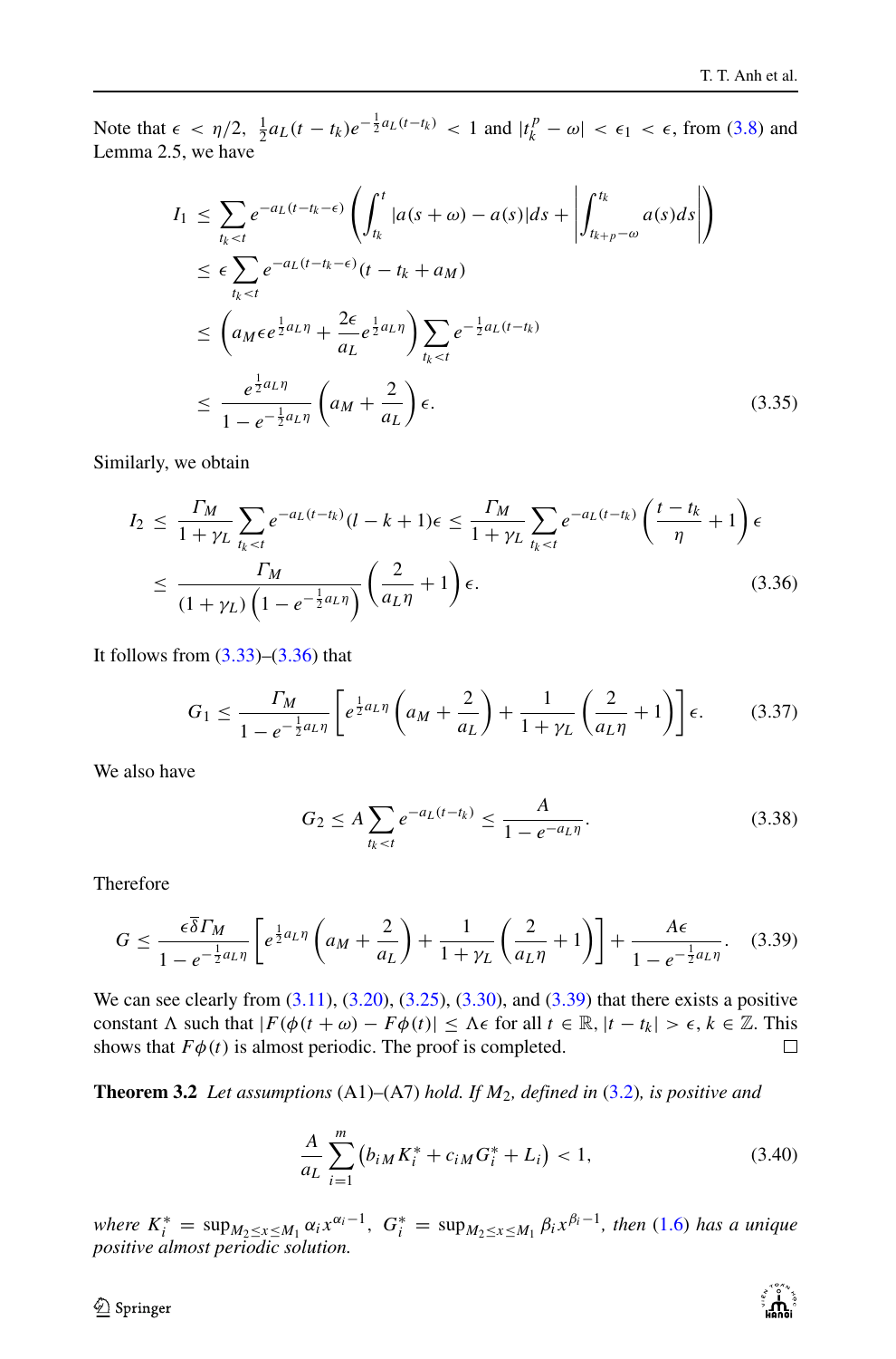Note that $\epsilon < \eta/2$, $\frac{1}{2}a_L(t-t_k)e^{-\frac{1}{2}a_L(t-t_k)} < 1$ and $|t_k^p - \omega| < \epsilon_1 < \epsilon$, from (3.8) and Lemma 2.5, we have

$$
\begin{aligned}
I_1 &\leq \sum_{t_k<t} e^{-a_L(t-t_k-\epsilon)} \left( \int_{t_k}^{t} |a(s+\omega) - a(s)| ds + \left| \int_{t_{k+p}-\omega}^{t_k} a(s) ds \right| \right) \\
&\leq \epsilon \sum_{t_k<t} e^{-a_L(t-t_k-\epsilon)} (t - t_k + a_M) \\
&\leq \left( a_M \epsilon e^{\frac{1}{2}a_L\eta} + \frac{2\epsilon}{a_L} e^{\frac{1}{2}a_L\eta} \right) \sum_{t_k<t} e^{-\frac{1}{2}a_L(t-t_k)} \\
&\leq \frac{e^{\frac{1}{2}a_L\eta}}{1 - e^{-\frac{1}{2}a_L\eta}} \left( a_M + \frac{2}{a_L} \right) \epsilon. 
\end{aligned} \tag{3.35}
$$

Similarly, we obtain

$$
\begin{aligned}
I_2 &\leq \frac{\Gamma_M}{1+\gamma_L} \sum_{t_k<t} e^{-a_L(t-t_k)} (l - k + 1)\epsilon \leq \frac{\Gamma_M}{1+\gamma_L} \sum_{t_k<t} e^{-a_L(t-t_k)} \left( \frac{t-t_k}{\eta} + 1 \right) \epsilon \\
&\leq \frac{\Gamma_M}{(1+\gamma_L)\left(1 - e^{-\frac{1}{2}a_L\eta}\right)} \left( \frac{2}{a_L\eta} + 1 \right) \epsilon. 
\end{aligned} \tag{3.36}
$$

It follows from (3.33)–(3.36) that

$$
G_1 \leq \frac{\Gamma_M}{1 - e^{-\frac{1}{2}a_L\eta}} \left[ e^{\frac{1}{2}a_L\eta} \left( a_M + \frac{2}{a_L} \right) + \frac{1}{1+\gamma_L} \left( \frac{2}{a_L\eta} + 1 \right) \right] \epsilon. \tag{3.37}
$$

We also have

$$
G_2 \leq A \sum_{t_k<t} e^{-a_L(t-t_k)} \leq \frac{A}{1 - e^{-a_L\eta}}. \tag{3.38}
$$

Therefore

$$
G \leq \frac{\epsilon \overline{\delta} \Gamma_M}{1 - e^{-\frac{1}{2}a_L\eta}} \left[ e^{\frac{1}{2}a_L\eta} \left( a_M + \frac{2}{a_L} \right) + \frac{1}{1+\gamma_L} \left( \frac{2}{a_L\eta} + 1 \right) \right] + \frac{A\epsilon}{1 - e^{-\frac{1}{2}a_L\eta}}. \tag{3.39}
$$

We can see clearly from (3.11), (3.20), (3.25), (3.30), and (3.39) that there exists a positive constant $\Lambda$ such that $|F(\phi(t+\omega) - F\phi(t)| \leq \Lambda\epsilon$ for all $t \in \mathbb{R}$, $|t - t_k| > \epsilon$, $k \in \mathbb{Z}$. This shows that $F\phi(t)$ is almost periodic. The proof is completed. □

**Theorem 3.2** *Let assumptions* (A1)–(A7) *hold. If $M_2$, defined in* (3.2)*, is positive and*

$$
\frac{A}{a_L} \sum_{i=1}^{m} \left( b_{iM} K_i^* + c_{iM} G_i^* + L_i \right) < 1, \tag{3.40}
$$

*where $K_i^* = \sup_{M_2 \leq x \leq M_1} \alpha_i x^{\alpha_i - 1}$, $G_i^* = \sup_{M_2 \leq x \leq M_1} \beta_i x^{\beta_i - 1}$, then* (1.6) *has a unique positive almost periodic solution.*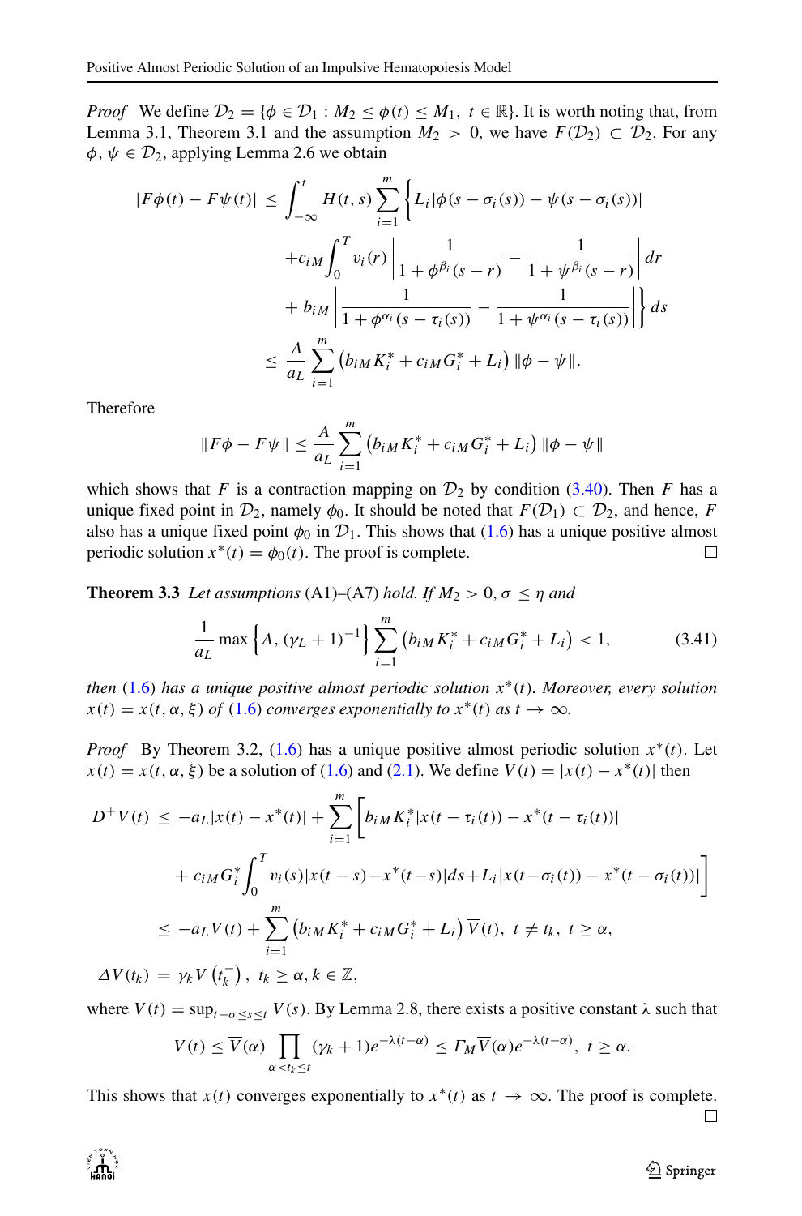*Proof* We define $\mathcal{D}_2 = \{\phi \in \mathcal{D}_1 : M_2 \le \phi(t) \le M_1,\ t \in \mathbb{R}\}$. It is worth noting that, from Lemma 3.1, Theorem 3.1 and the assumption $M_2 > 0$, we have $F(\mathcal{D}_2) \subset \mathcal{D}_2$. For any $\phi, \psi \in \mathcal{D}_2$, applying Lemma 2.6 we obtain

$$
\begin{aligned}
|F\phi(t) - F\psi(t)| &\le \int_{-\infty}^{t} H(t,s) \sum_{i=1}^{m} \Bigg\{ L_i |\phi(s-\sigma_i(s)) - \psi(s-\sigma_i(s))| \\
&\quad + c_{iM} \int_0^T v_i(r) \left| \frac{1}{1+\phi^{\beta_i}(s-r)} - \frac{1}{1+\psi^{\beta_i}(s-r)} \right| dr \\
&\quad + b_{iM} \left| \frac{1}{1+\phi^{\alpha_i}(s-\tau_i(s))} - \frac{1}{1+\psi^{\alpha_i}(s-\tau_i(s))} \right| \Bigg\} ds \\
&\le \frac{A}{a_L} \sum_{i=1}^{m} \left( b_{iM} K_i^* + c_{iM} G_i^* + L_i \right) \|\phi - \psi\|.
\end{aligned}
$$

Therefore

$$
\|F\phi - F\psi\| \le \frac{A}{a_L} \sum_{i=1}^{m} \left( b_{iM} K_i^* + c_{iM} G_i^* + L_i \right) \|\phi - \psi\|
$$

which shows that $F$ is a contraction mapping on $\mathcal{D}_2$ by condition (3.40). Then $F$ has a unique fixed point in $\mathcal{D}_2$, namely $\phi_0$. It should be noted that $F(\mathcal{D}_1) \subset \mathcal{D}_2$, and hence, $F$ also has a unique fixed point $\phi_0$ in $\mathcal{D}_1$. This shows that (1.6) has a unique positive almost periodic solution $x^*(t) = \phi_0(t)$. The proof is complete. □

**Theorem 3.3** *Let assumptions* (A1)–(A7) *hold. If* $M_2 > 0$, $\sigma \le \eta$ *and*

$$
\frac{1}{a_L} \max\left\{ A, (\gamma_L + 1)^{-1} \right\} \sum_{i=1}^{m} \left( b_{iM} K_i^* + c_{iM} G_i^* + L_i \right) < 1, \tag{3.41}
$$

*then* (1.6) *has a unique positive almost periodic solution* $x^*(t)$. *Moreover, every solution* $x(t) = x(t, \alpha, \xi)$ *of* (1.6) *converges exponentially to* $x^*(t)$ *as* $t \to \infty$.

*Proof* By Theorem 3.2, (1.6) has a unique positive almost periodic solution $x^*(t)$. Let $x(t) = x(t, \alpha, \xi)$ be a solution of (1.6) and (2.1). We define $V(t) = |x(t) - x^*(t)|$ then

$$
\begin{aligned}
D^+ V(t) &\le -a_L |x(t) - x^*(t)| + \sum_{i=1}^{m} \Bigg[ b_{iM} K_i^* |x(t-\tau_i(t)) - x^*(t-\tau_i(t))| \\
&\quad + c_{iM} G_i^* \int_0^T v_i(s) |x(t-s) - x^*(t-s)| ds + L_i |x(t-\sigma_i(t)) - x^*(t-\sigma_i(t))| \Bigg] \\
&\le -a_L V(t) + \sum_{i=1}^{m} \left( b_{iM} K_i^* + c_{iM} G_i^* + L_i \right) \overline{V}(t),\ t \ne t_k,\ t \ge \alpha, \\
\Delta V(t_k) &= \gamma_k V\left(t_k^-\right),\ t_k \ge \alpha, k \in \mathbb{Z},
\end{aligned}
$$

where $\overline{V}(t) = \sup_{t-\sigma \le s \le t} V(s)$. By Lemma 2.8, there exists a positive constant $\lambda$ such that

$$
V(t) \le \overline{V}(\alpha) \prod_{\alpha < t_k \le t} (\gamma_k + 1) e^{-\lambda(t-\alpha)} \le \Gamma_M \overline{V}(\alpha) e^{-\lambda(t-\alpha)},\ t \ge \alpha.
$$

This shows that $x(t)$ converges exponentially to $x^*(t)$ as $t \to \infty$. The proof is complete. □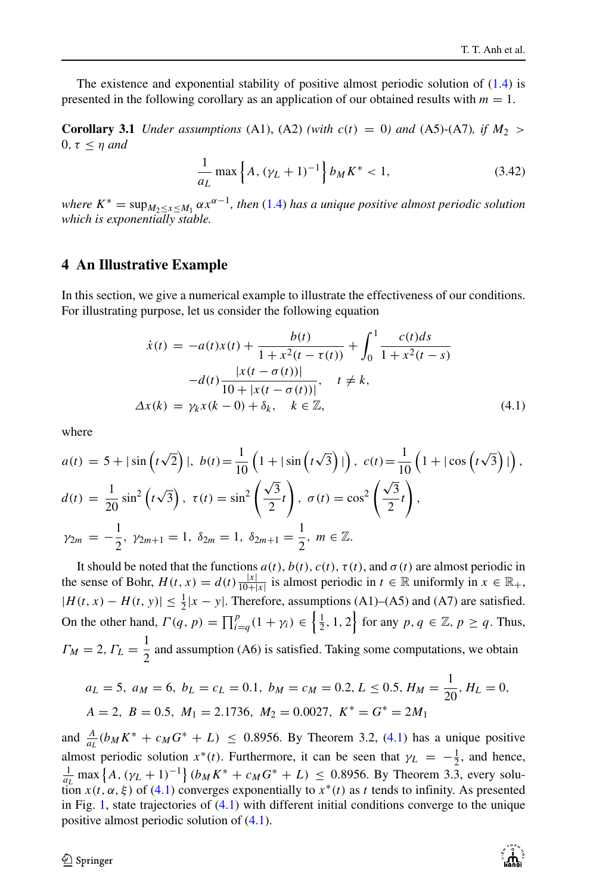The existence and exponential stability of positive almost periodic solution of (1.4) is presented in the following corollary as an application of our obtained results with $m = 1$.

**Corollary 3.1** *Under assumptions* (A1), (A2) *(with* $c(t) = 0$*) and* (A5)-(A7)*, if* $M_2 > 0$, $\tau \leq \eta$ *and*

$$\frac{1}{a_L}\max\left\{A,\,(\gamma_L+1)^{-1}\right\} b_M K^* < 1, \tag{3.42}$$

*where* $K^* = \sup_{M_2 \leq x \leq M_1} \alpha x^{\alpha-1}$*, then* (1.4) *has a unique positive almost periodic solution which is exponentially stable.*

## 4 An Illustrative Example

In this section, we give a numerical example to illustrate the effectiveness of our conditions. For illustrating purpose, let us consider the following equation

$$\begin{aligned}
\dot{x}(t) &= -a(t)x(t) + \frac{b(t)}{1+x^2(t-\tau(t))} + \int_0^1 \frac{c(t)ds}{1+x^2(t-s)} \\
&\quad - d(t)\frac{|x(t-\sigma(t))|}{10+|x(t-\sigma(t))|}, \quad t \neq k, \\
\Delta x(k) &= \gamma_k x(k-0) + \delta_k, \quad k \in \mathbb{Z},
\end{aligned} \tag{4.1}$$

where

$$\begin{aligned}
a(t) &= 5 + |\sin\left(t\sqrt{2}\right)|,\ b(t) = \frac{1}{10}\left(1+|\sin\left(t\sqrt{3}\right)|\right),\ c(t) = \frac{1}{10}\left(1+|\cos\left(t\sqrt{3}\right)|\right), \\
d(t) &= \frac{1}{20}\sin^2\left(t\sqrt{3}\right),\ \tau(t) = \sin^2\left(\frac{\sqrt{3}}{2}t\right),\ \sigma(t) = \cos^2\left(\frac{\sqrt{3}}{2}t\right), \\
\gamma_{2m} &= -\frac{1}{2},\ \gamma_{2m+1} = 1,\ \delta_{2m} = 1,\ \delta_{2m+1} = \frac{1}{2},\ m \in \mathbb{Z}.
\end{aligned}$$

It should be noted that the functions $a(t)$, $b(t)$, $c(t)$, $\tau(t)$, and $\sigma(t)$ are almost periodic in the sense of Bohr, $H(t,x) = d(t)\frac{|x|}{10+|x|}$ is almost periodic in $t \in \mathbb{R}$ uniformly in $x \in \mathbb{R}_+$, $|H(t,x) - H(t,y)| \leq \frac{1}{2}|x-y|$. Therefore, assumptions (A1)–(A5) and (A7) are satisfied. On the other hand, $\Gamma(q,p) = \prod_{i=q}^{p}(1+\gamma_i) \in \left\{\frac{1}{2}, 1, 2\right\}$ for any $p, q \in \mathbb{Z}$, $p \geq q$. Thus, $\Gamma_M = 2$, $\Gamma_L = \dfrac{1}{2}$ and assumption (A6) is satisfied. Taking some computations, we obtain

$$\begin{aligned}
&a_L = 5,\ a_M = 6,\ b_L = c_L = 0.1,\ b_M = c_M = 0.2,\ L \leq 0.5,\ H_M = \frac{1}{20},\ H_L = 0, \\
&A = 2,\ B = 0.5,\ M_1 = 2.1736,\ M_2 = 0.0027,\ K^* = G^* = 2M_1
\end{aligned}$$

and $\frac{A}{a_L}(b_M K^* + c_M G^* + L) \leq 0.8956$. By Theorem 3.2, (4.1) has a unique positive almost periodic solution $x^*(t)$. Furthermore, it can be seen that $\gamma_L = -\frac{1}{2}$, and hence, $\frac{1}{a_L}\max\left\{A, (\gamma_L+1)^{-1}\right\}(b_M K^* + c_M G^* + L) \leq 0.8956$. By Theorem 3.3, every solution $x(t,\alpha,\xi)$ of (4.1) converges exponentially to $x^*(t)$ as $t$ tends to infinity. As presented in Fig. 1, state trajectories of (4.1) with different initial conditions converge to the unique positive almost periodic solution of (4.1).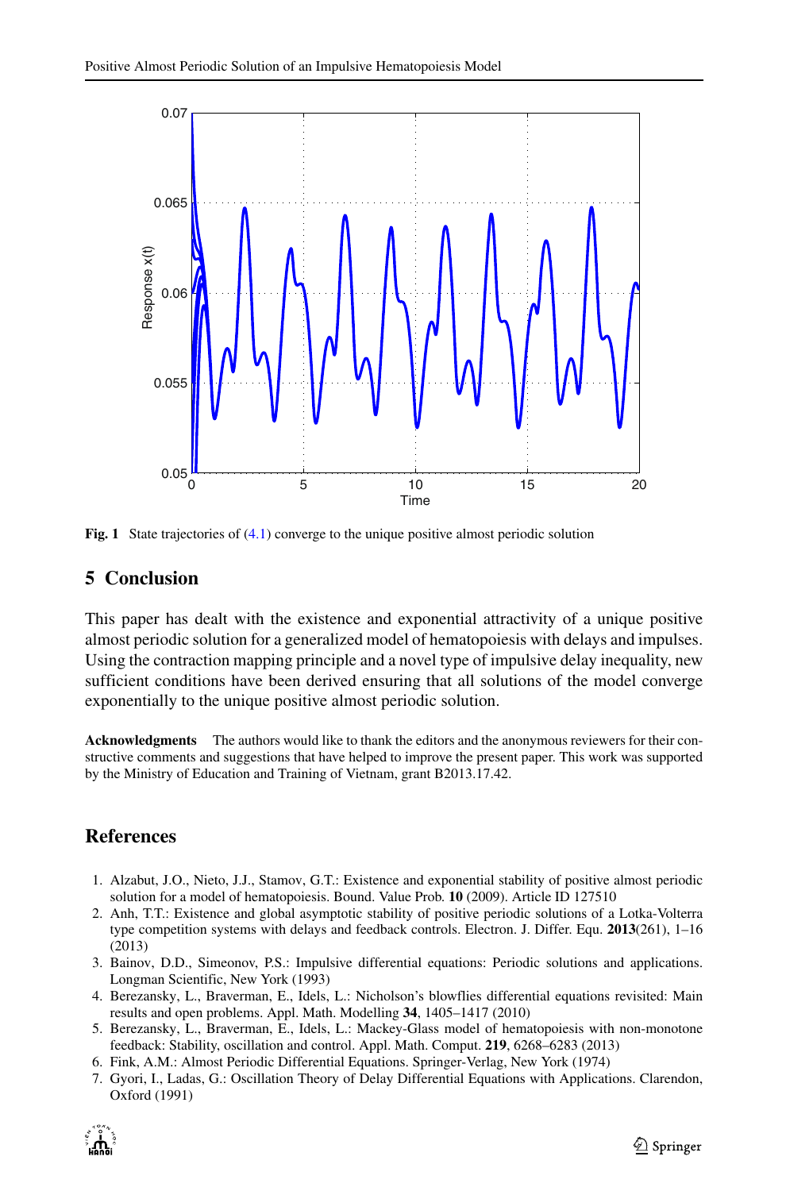**Fig. 1** State trajectories of (4.1) converge to the unique positive almost periodic solution

## 5 Conclusion

This paper has dealt with the existence and exponential attractivity of a unique positive almost periodic solution for a generalized model of hematopoiesis with delays and impulses. Using the contraction mapping principle and a novel type of impulsive delay inequality, new sufficient conditions have been derived ensuring that all solutions of the model converge exponentially to the unique positive almost periodic solution.

**Acknowledgments** The authors would like to thank the editors and the anonymous reviewers for their constructive comments and suggestions that have helped to improve the present paper. This work was supported by the Ministry of Education and Training of Vietnam, grant B2013.17.42.

## References

1. Alzabut, J.O., Nieto, J.J., Stamov, G.T.: Existence and exponential stability of positive almost periodic solution for a model of hematopoiesis. Bound. Value Prob. **10** (2009). Article ID 127510
2. Anh, T.T.: Existence and global asymptotic stability of positive periodic solutions of a Lotka-Volterra type competition systems with delays and feedback controls. Electron. J. Differ. Equ. **2013**(261), 1–16 (2013)
3. Bainov, D.D., Simeonov, P.S.: Impulsive differential equations: Periodic solutions and applications. Longman Scientific, New York (1993)
4. Berezansky, L., Braverman, E., Idels, L.: Nicholson's blowflies differential equations revisited: Main results and open problems. Appl. Math. Modelling **34**, 1405–1417 (2010)
5. Berezansky, L., Braverman, E., Idels, L.: Mackey-Glass model of hematopoiesis with non-monotone feedback: Stability, oscillation and control. Appl. Math. Comput. **219**, 6268–6283 (2013)
6. Fink, A.M.: Almost Periodic Differential Equations. Springer-Verlag, New York (1974)
7. Gyori, I., Ladas, G.: Oscillation Theory of Delay Differential Equations with Applications. Clarendon, Oxford (1991)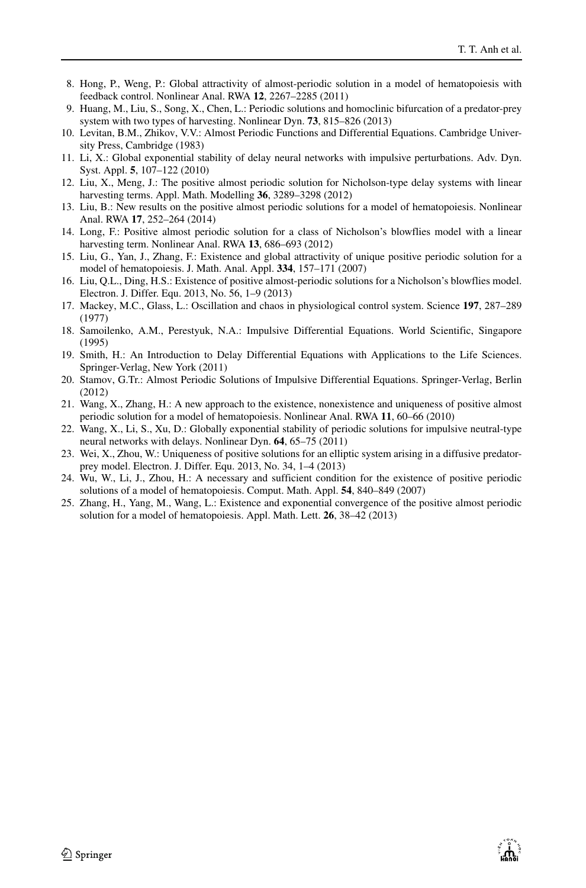8. Hong, P., Weng, P.: Global attractivity of almost-periodic solution in a model of hematopoiesis with feedback control. Nonlinear Anal. RWA **12**, 2267–2285 (2011)
9. Huang, M., Liu, S., Song, X., Chen, L.: Periodic solutions and homoclinic bifurcation of a predator-prey system with two types of harvesting. Nonlinear Dyn. **73**, 815–826 (2013)
10. Levitan, B.M., Zhikov, V.V.: Almost Periodic Functions and Differential Equations. Cambridge University Press, Cambridge (1983)
11. Li, X.: Global exponential stability of delay neural networks with impulsive perturbations. Adv. Dyn. Syst. Appl. **5**, 107–122 (2010)
12. Liu, X., Meng, J.: The positive almost periodic solution for Nicholson-type delay systems with linear harvesting terms. Appl. Math. Modelling **36**, 3289–3298 (2012)
13. Liu, B.: New results on the positive almost periodic solutions for a model of hematopoiesis. Nonlinear Anal. RWA **17**, 252–264 (2014)
14. Long, F.: Positive almost periodic solution for a class of Nicholson's blowflies model with a linear harvesting term. Nonlinear Anal. RWA **13**, 686–693 (2012)
15. Liu, G., Yan, J., Zhang, F.: Existence and global attractivity of unique positive periodic solution for a model of hematopoiesis. J. Math. Anal. Appl. **334**, 157–171 (2007)
16. Liu, Q.L., Ding, H.S.: Existence of positive almost-periodic solutions for a Nicholson's blowflies model. Electron. J. Differ. Equ. 2013, No. 56, 1–9 (2013)
17. Mackey, M.C., Glass, L.: Oscillation and chaos in physiological control system. Science **197**, 287–289 (1977)
18. Samoilenko, A.M., Perestyuk, N.A.: Impulsive Differential Equations. World Scientific, Singapore (1995)
19. Smith, H.: An Introduction to Delay Differential Equations with Applications to the Life Sciences. Springer-Verlag, New York (2011)
20. Stamov, G.Tr.: Almost Periodic Solutions of Impulsive Differential Equations. Springer-Verlag, Berlin (2012)
21. Wang, X., Zhang, H.: A new approach to the existence, nonexistence and uniqueness of positive almost periodic solution for a model of hematopoiesis. Nonlinear Anal. RWA **11**, 60–66 (2010)
22. Wang, X., Li, S., Xu, D.: Globally exponential stability of periodic solutions for impulsive neutral-type neural networks with delays. Nonlinear Dyn. **64**, 65–75 (2011)
23. Wei, X., Zhou, W.: Uniqueness of positive solutions for an elliptic system arising in a diffusive predator-prey model. Electron. J. Differ. Equ. 2013, No. 34, 1–4 (2013)
24. Wu, W., Li, J., Zhou, H.: A necessary and sufficient condition for the existence of positive periodic solutions of a model of hematopoiesis. Comput. Math. Appl. **54**, 840–849 (2007)
25. Zhang, H., Yang, M., Wang, L.: Existence and exponential convergence of the positive almost periodic solution for a model of hematopoiesis. Appl. Math. Lett. **26**, 38–42 (2013)